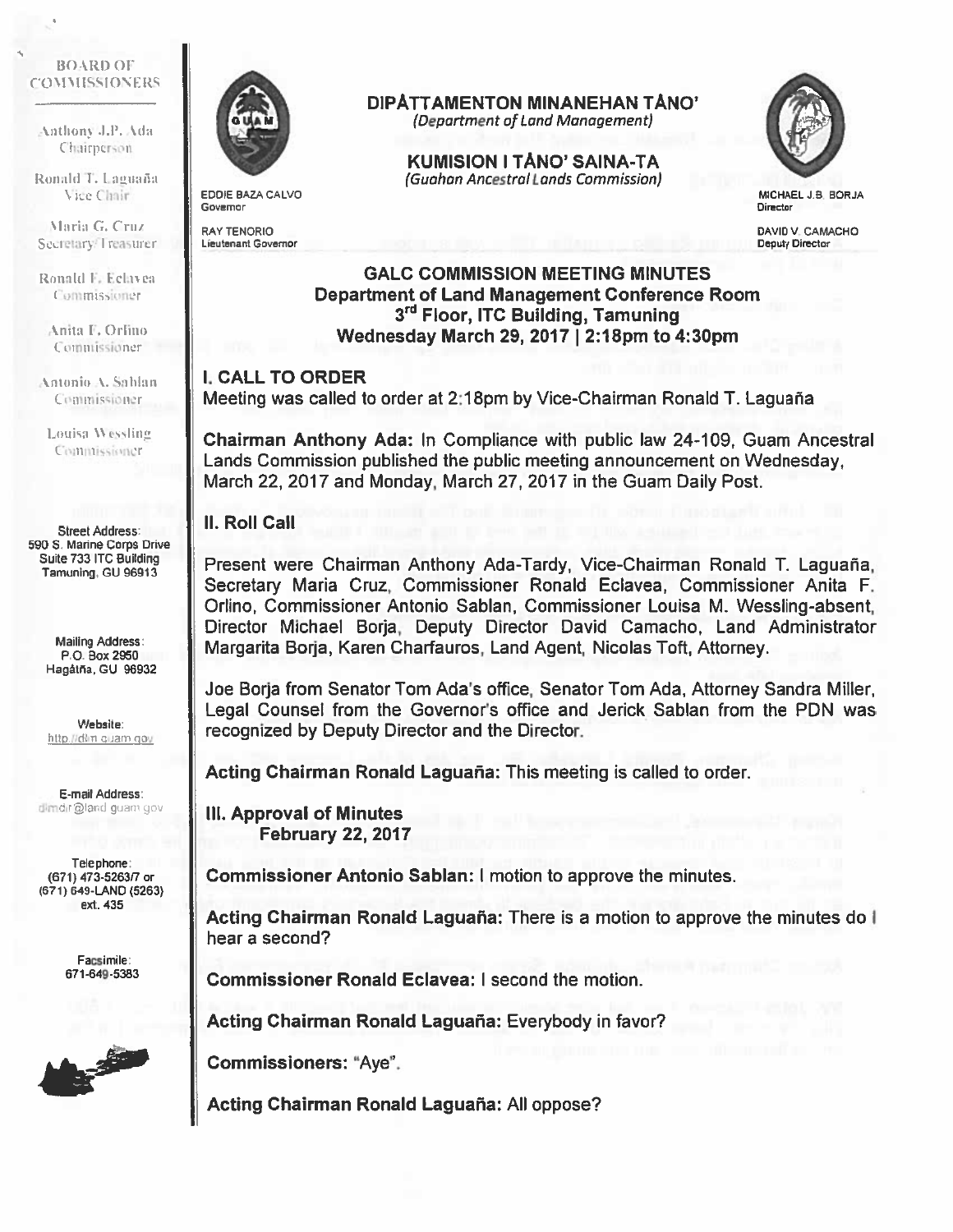BOARD OF COMMISSIONERS

Anthony J.P. Ada
Chairperson

Ronald T. Laguaña
Vice Chair

Maria G. Cruz
Secretary/Treasurer

Ronald F. Eclavea
Commissioner

Anita F. Orlino
Commissioner

Antonio A. Sablan
Commissioner

Louisa Wessling
Commissioner

Street Address:
590 S. Marine Corps Drive
Suite 733 ITC Building
Tamuning, GU 96913

Mailing Address:
P.O. Box 2950
Hagåtña, GU 96932

Website:
http://dlm.guam.gov

E-mail Address:
dlmdir@land.guam.gov

Telephone:
(671) 473-5263/7 or
(671) 649-LAND (5263)
ext. 435

Facsimile:
671-649-5383

# DIPÅTTAMENTON MINANEHAN TÅNO'
*(Department of Land Management)*

## KUMISION I TÅNO' SAINA-TA
*(Guahan Ancestral Lands Commission)*

EDDIE BAZA CALVO
Governor

RAY TENORIO
Lieutenant Governor

MICHAEL J.B. BORJA
Director

DAVID V. CAMACHO
Deputy Director

## GALC COMMISSION MEETING MINUTES
### Department of Land Management Conference Room
### 3rd Floor, ITC Building, Tamuning
### Wednesday March 29, 2017 | 2:18pm to 4:30pm

## I. CALL TO ORDER

Meeting was called to order at 2:18pm by Vice-Chairman Ronald T. Laguaña

**Chairman Anthony Ada:** In Compliance with public law 24-109, Guam Ancestral Lands Commission published the public meeting announcement on Wednesday, March 22, 2017 and Monday, March 27, 2017 in the Guam Daily Post.

## II. Roll Call

Present were Chairman Anthony Ada-Tardy, Vice-Chairman Ronald T. Laguaña, Secretary Maria Cruz, Commissioner Ronald Eclavea, Commissioner Anita F. Orlino, Commissioner Antonio Sablan, Commissioner Louisa M. Wessling-absent, Director Michael Borja, Deputy Director David Camacho, Land Administrator Margarita Borja, Karen Charfauros, Land Agent, Nicolas Toft, Attorney.

Joe Borja from Senator Tom Ada's office, Senator Tom Ada, Attorney Sandra Miller, Legal Counsel from the Governor's office and Jerick Sablan from the PDN was recognized by Deputy Director and the Director.

**Acting Chairman Ronald Laguaña:** This meeting is called to order.

## III. Approval of Minutes
### February 22, 2017

**Commissioner Antonio Sablan:** I motion to approve the minutes.

**Acting Chairman Ronald Laguaña:** There is a motion to approve the minutes do I hear a second?

**Commissioner Ronald Eclavea:** I second the motion.

**Acting Chairman Ronald Laguaña:** Everybody in favor?

**Commissioners:** "Aye".

**Acting Chairman Ronald Laguaña:** All oppose?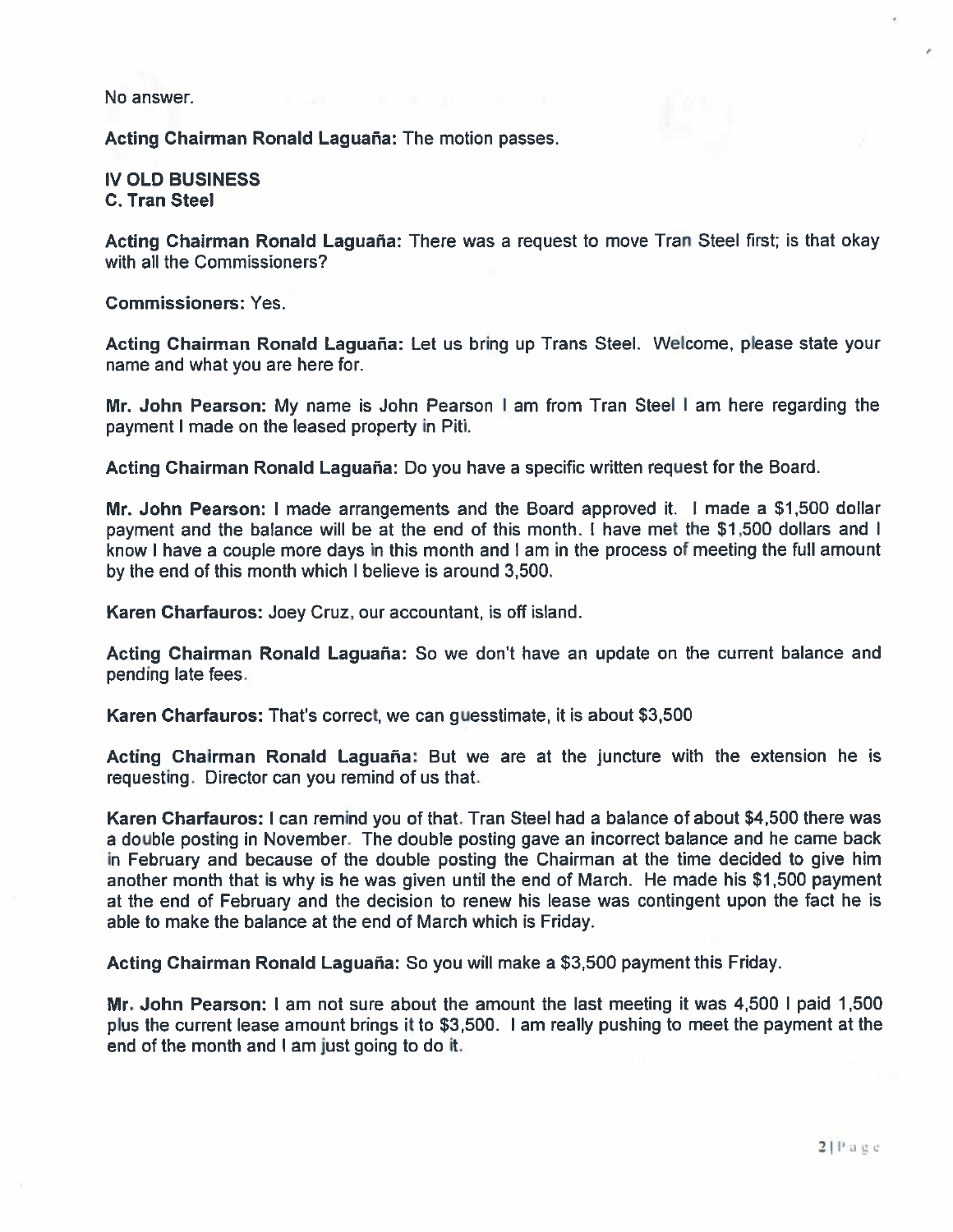No answer.

**Acting Chairman Ronald Laguaña:** The motion passes.

**IV OLD BUSINESS**
**C. Tran Steel**

**Acting Chairman Ronald Laguaña:** There was a request to move Tran Steel first; is that okay with all the Commissioners?

**Commissioners:** Yes.

**Acting Chairman Ronald Laguaña:** Let us bring up Trans Steel. Welcome, please state your name and what you are here for.

**Mr. John Pearson:** My name is John Pearson I am from Tran Steel I am here regarding the payment I made on the leased property in Piti.

**Acting Chairman Ronald Laguaña:** Do you have a specific written request for the Board.

**Mr. John Pearson:** I made arrangements and the Board approved it. I made a $1,500 dollar payment and the balance will be at the end of this month. I have met the $1,500 dollars and I know I have a couple more days in this month and I am in the process of meeting the full amount by the end of this month which I believe is around 3,500.

**Karen Charfauros:** Joey Cruz, our accountant, is off island.

**Acting Chairman Ronald Laguaña:** So we don't have an update on the current balance and pending late fees.

**Karen Charfauros:** That's correct, we can guesstimate, it is about $3,500

**Acting Chairman Ronald Laguaña:** But we are at the juncture with the extension he is requesting. Director can you remind of us that.

**Karen Charfauros:** I can remind you of that. Tran Steel had a balance of about $4,500 there was a double posting in November. The double posting gave an incorrect balance and he came back in February and because of the double posting the Chairman at the time decided to give him another month that is why is he was given until the end of March. He made his $1,500 payment at the end of February and the decision to renew his lease was contingent upon the fact he is able to make the balance at the end of March which is Friday.

**Acting Chairman Ronald Laguaña:** So you will make a $3,500 payment this Friday.

**Mr. John Pearson:** I am not sure about the amount the last meeting it was 4,500 I paid 1,500 plus the current lease amount brings it to $3,500. I am really pushing to meet the payment at the end of the month and I am just going to do it.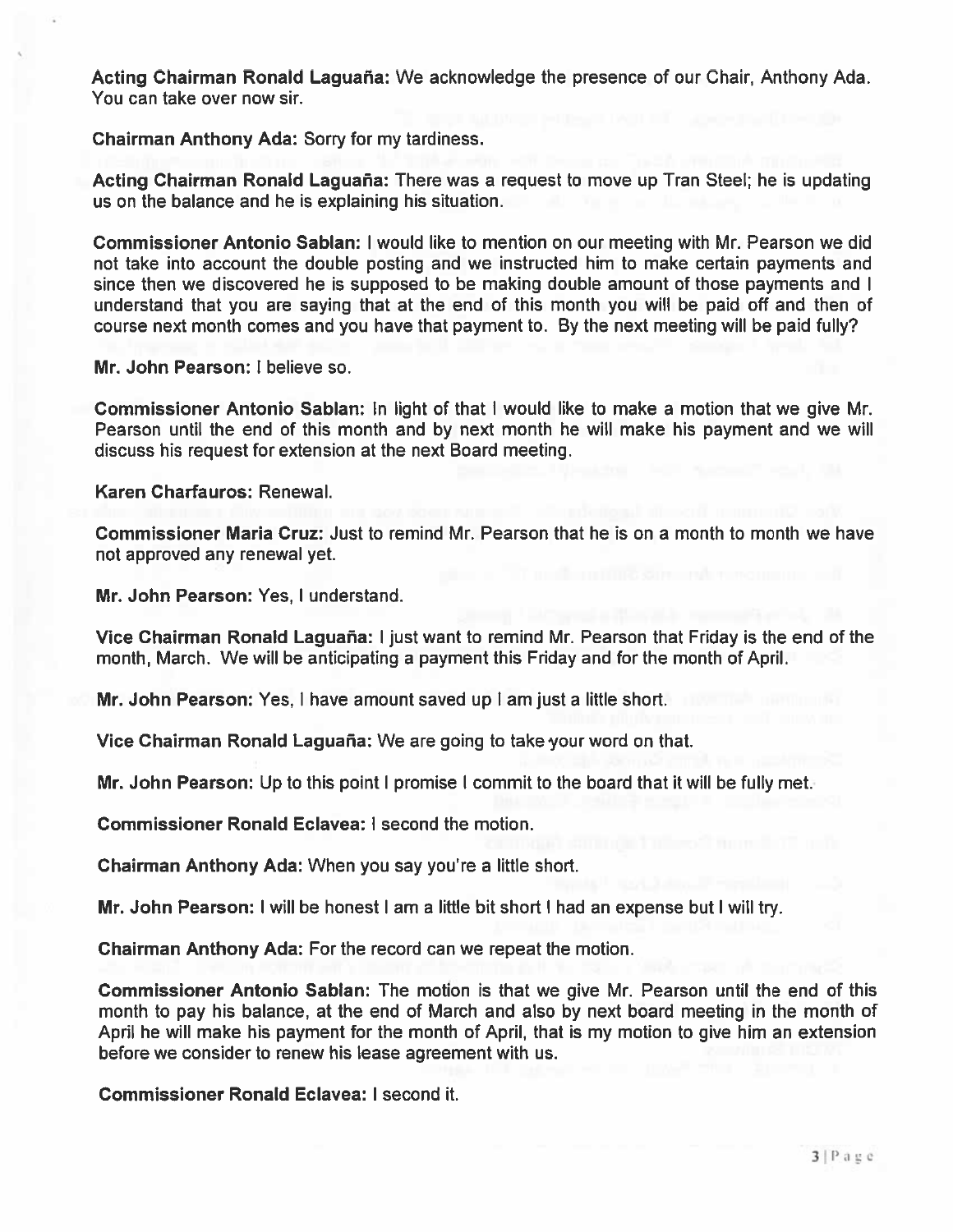**Acting Chairman Ronald Laguaña:** We acknowledge the presence of our Chair, Anthony Ada. You can take over now sir.

**Chairman Anthony Ada:** Sorry for my tardiness.

**Acting Chairman Ronald Laguaña:** There was a request to move up Tran Steel; he is updating us on the balance and he is explaining his situation.

**Commissioner Antonio Sablan:** I would like to mention on our meeting with Mr. Pearson we did not take into account the double posting and we instructed him to make certain payments and since then we discovered he is supposed to be making double amount of those payments and I understand that you are saying that at the end of this month you will be paid off and then of course next month comes and you have that payment to. By the next meeting will be paid fully?

**Mr. John Pearson:** I believe so.

**Commissioner Antonio Sablan:** In light of that I would like to make a motion that we give Mr. Pearson until the end of this month and by next month he will make his payment and we will discuss his request for extension at the next Board meeting.

**Karen Charfauros:** Renewal.

**Commissioner Maria Cruz:** Just to remind Mr. Pearson that he is on a month to month we have not approved any renewal yet.

**Mr. John Pearson:** Yes, I understand.

**Vice Chairman Ronald Laguaña:** I just want to remind Mr. Pearson that Friday is the end of the month, March. We will be anticipating a payment this Friday and for the month of April.

**Mr. John Pearson:** Yes, I have amount saved up I am just a little short.

**Vice Chairman Ronald Laguaña:** We are going to take your word on that.

**Mr. John Pearson:** Up to this point I promise I commit to the board that it will be fully met.

**Commissioner Ronald Eclavea:** I second the motion.

**Chairman Anthony Ada:** When you say you're a little short.

**Mr. John Pearson:** I will be honest I am a little bit short I had an expense but I will try.

**Chairman Anthony Ada:** For the record can we repeat the motion.

**Commissioner Antonio Sablan:** The motion is that we give Mr. Pearson until the end of this month to pay his balance, at the end of March and also by next board meeting in the month of April he will make his payment for the month of April, that is my motion to give him an extension before we consider to renew his lease agreement with us.

**Commissioner Ronald Eclavea:** I second it.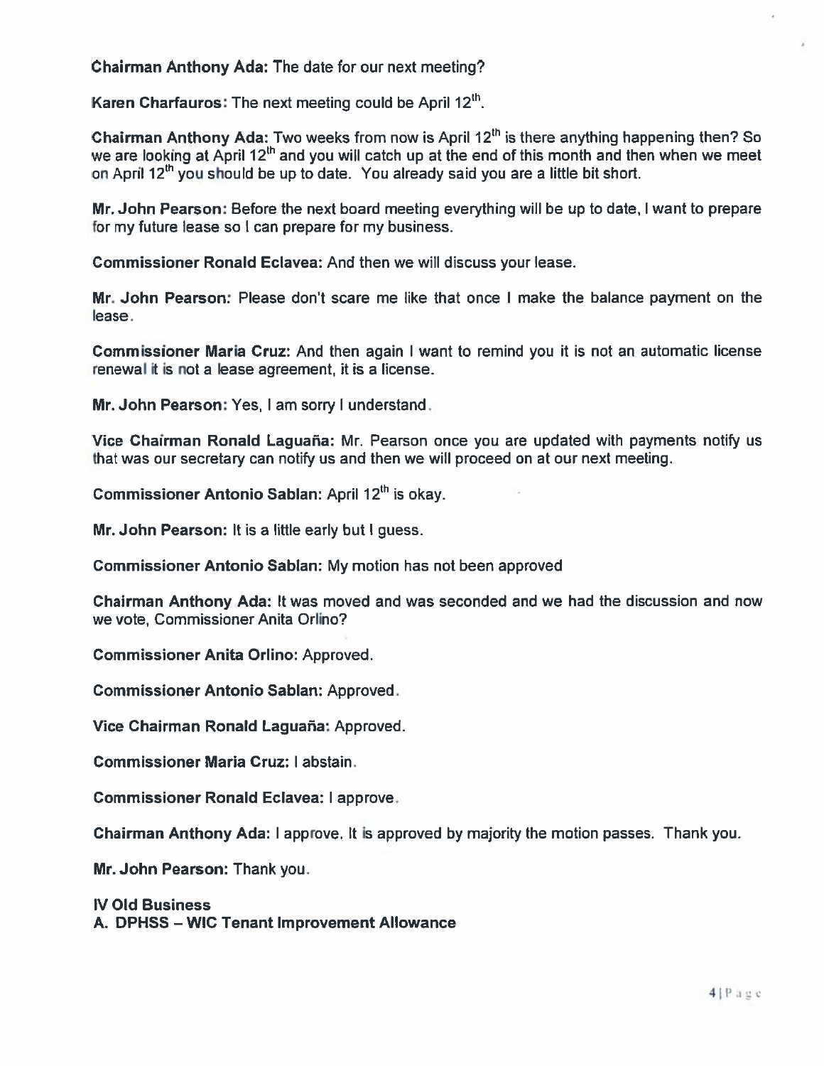**Chairman Anthony Ada:** The date for our next meeting?

**Karen Charfauros:** The next meeting could be April 12th.

**Chairman Anthony Ada:** Two weeks from now is April 12th is there anything happening then? So we are looking at April 12th and you will catch up at the end of this month and then when we meet on April 12th you should be up to date. You already said you are a little bit short.

**Mr. John Pearson:** Before the next board meeting everything will be up to date, I want to prepare for my future lease so I can prepare for my business.

**Commissioner Ronald Eclavea:** And then we will discuss your lease.

**Mr. John Pearson:** Please don't scare me like that once I make the balance payment on the lease.

**Commissioner Maria Cruz:** And then again I want to remind you it is not an automatic license renewal it is not a lease agreement, it is a license.

**Mr. John Pearson:** Yes, I am sorry I understand.

**Vice Chairman Ronald Laguaña:** Mr. Pearson once you are updated with payments notify us that was our secretary can notify us and then we will proceed on at our next meeting.

**Commissioner Antonio Sablan:** April 12th is okay.

**Mr. John Pearson:** It is a little early but I guess.

**Commissioner Antonio Sablan:** My motion has not been approved

**Chairman Anthony Ada:** It was moved and was seconded and we had the discussion and now we vote, Commissioner Anita Orlino?

**Commissioner Anita Orlino:** Approved.

**Commissioner Antonio Sablan:** Approved.

**Vice Chairman Ronald Laguaña:** Approved.

**Commissioner Maria Cruz:** I abstain.

**Commissioner Ronald Eclavea:** I approve.

**Chairman Anthony Ada:** I approve. It is approved by majority the motion passes. Thank you.

**Mr. John Pearson:** Thank you.

**IV Old Business**
**A. DPHSS – WIC Tenant Improvement Allowance**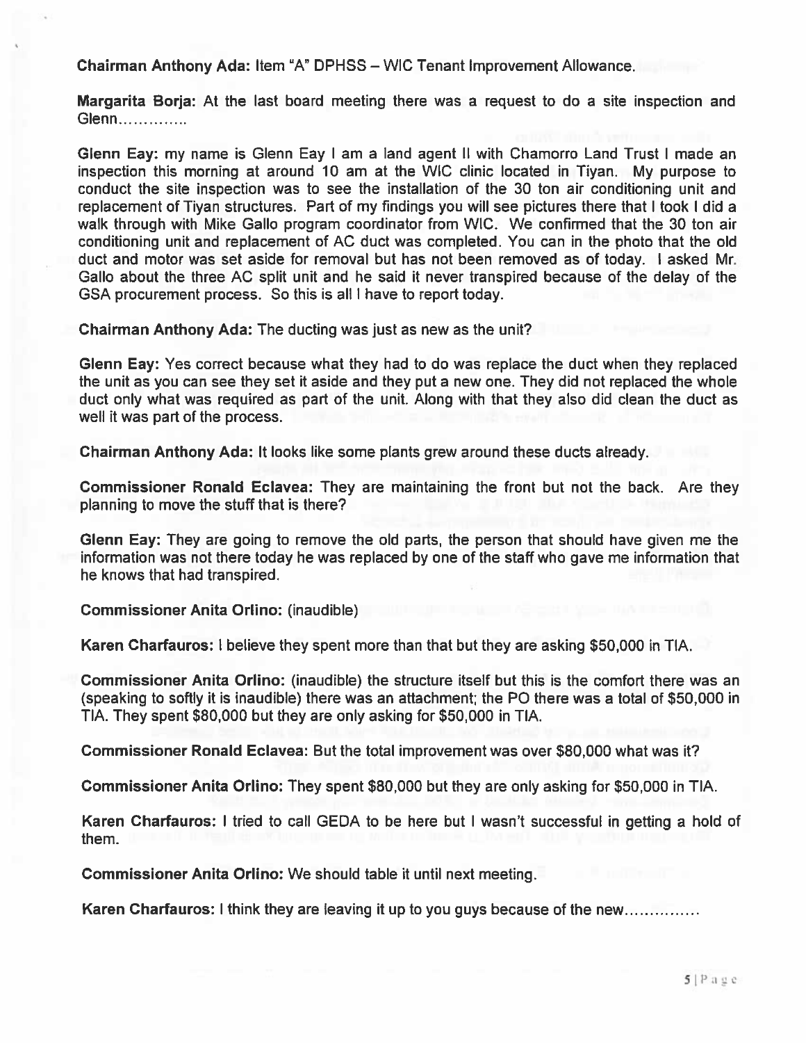**Chairman Anthony Ada:** Item "A" DPHSS – WIC Tenant Improvement Allowance.

**Margarita Borja:** At the last board meeting there was a request to do a site inspection and Glenn…………..

**Glenn Eay:** my name is Glenn Eay I am a land agent II with Chamorro Land Trust I made an inspection this morning at around 10 am at the WIC clinic located in Tiyan. My purpose to conduct the site inspection was to see the installation of the 30 ton air conditioning unit and replacement of Tiyan structures. Part of my findings you will see pictures there that I took I did a walk through with Mike Gallo program coordinator from WIC. We confirmed that the 30 ton air conditioning unit and replacement of AC duct was completed. You can in the photo that the old duct and motor was set aside for removal but has not been removed as of today. I asked Mr. Gallo about the three AC split unit and he said it never transpired because of the delay of the GSA procurement process. So this is all I have to report today.

**Chairman Anthony Ada:** The ducting was just as new as the unit?

**Glenn Eay:** Yes correct because what they had to do was replace the duct when they replaced the unit as you can see they set it aside and they put a new one. They did not replaced the whole duct only what was required as part of the unit. Along with that they also did clean the duct as well it was part of the process.

**Chairman Anthony Ada:** It looks like some plants grew around these ducts already.

**Commissioner Ronald Eclavea:** They are maintaining the front but not the back. Are they planning to move the stuff that is there?

**Glenn Eay:** They are going to remove the old parts, the person that should have given me the information was not there today he was replaced by one of the staff who gave me information that he knows that had transpired.

**Commissioner Anita Orlino:** (inaudible)

**Karen Charfauros:** I believe they spent more than that but they are asking $50,000 in TIA.

**Commissioner Anita Orlino:** (inaudible) the structure itself but this is the comfort there was an (speaking to softly it is inaudible) there was an attachment; the PO there was a total of $50,000 in TIA. They spent $80,000 but they are only asking for $50,000 in TIA.

**Commissioner Ronald Eclavea:** But the total improvement was over $80,000 what was it?

**Commissioner Anita Orlino:** They spent $80,000 but they are only asking for $50,000 in TIA.

**Karen Charfauros:** I tried to call GEDA to be here but I wasn't successful in getting a hold of them.

**Commissioner Anita Orlino:** We should table it until next meeting.

**Karen Charfauros:** I think they are leaving it up to you guys because of the new……………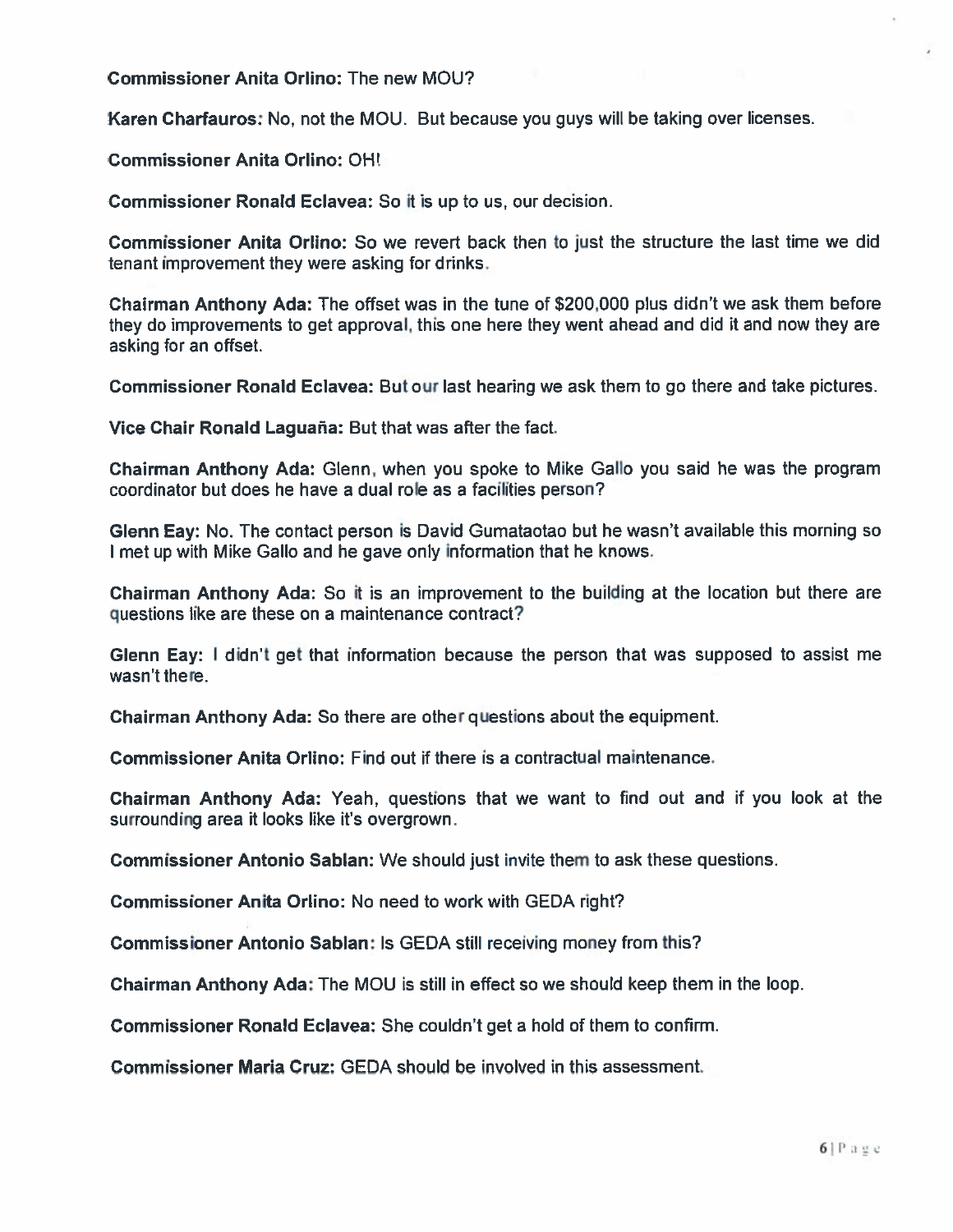**Commissioner Anita Orlino:** The new MOU?

**Karen Charfauros:** No, not the MOU. But because you guys will be taking over licenses.

**Commissioner Anita Orlino:** OH!

**Commissioner Ronald Eclavea:** So it is up to us, our decision.

**Commissioner Anita Orlino:** So we revert back then to just the structure the last time we did tenant improvement they were asking for drinks.

**Chairman Anthony Ada:** The offset was in the tune of $200,000 plus didn't we ask them before they do improvements to get approval, this one here they went ahead and did it and now they are asking for an offset.

**Commissioner Ronald Eclavea:** But our last hearing we ask them to go there and take pictures.

**Vice Chair Ronald Laguaña:** But that was after the fact.

**Chairman Anthony Ada:** Glenn, when you spoke to Mike Gallo you said he was the program coordinator but does he have a dual role as a facilities person?

**Glenn Eay:** No. The contact person is David Gumataotao but he wasn't available this morning so I met up with Mike Gallo and he gave only information that he knows.

**Chairman Anthony Ada:** So it is an improvement to the building at the location but there are questions like are these on a maintenance contract?

**Glenn Eay:** I didn't get that information because the person that was supposed to assist me wasn't there.

**Chairman Anthony Ada:** So there are other questions about the equipment.

**Commissioner Anita Orlino:** Find out if there is a contractual maintenance.

**Chairman Anthony Ada:** Yeah, questions that we want to find out and if you look at the surrounding area it looks like it's overgrown.

**Commissioner Antonio Sablan:** We should just invite them to ask these questions.

**Commissioner Anita Orlino:** No need to work with GEDA right?

**Commissioner Antonio Sablan:** Is GEDA still receiving money from this?

**Chairman Anthony Ada:** The MOU is still in effect so we should keep them in the loop.

**Commissioner Ronald Eclavea:** She couldn't get a hold of them to confirm.

**Commissioner Maria Cruz:** GEDA should be involved in this assessment.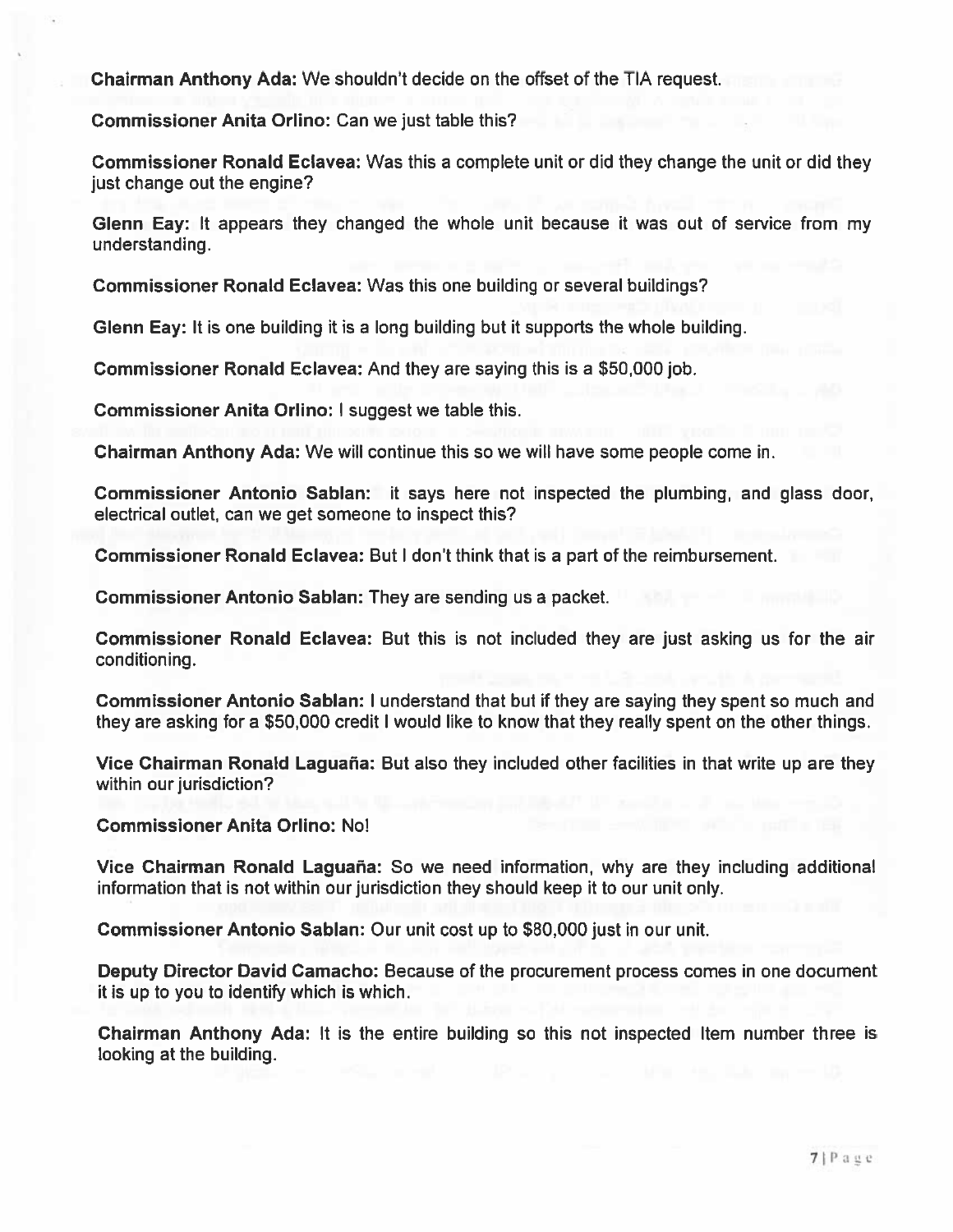**Chairman Anthony Ada:** We shouldn't decide on the offset of the TIA request.

**Commissioner Anita Orlino:** Can we just table this?

**Commissioner Ronald Eclavea:** Was this a complete unit or did they change the unit or did they just change out the engine?

**Glenn Eay:** It appears they changed the whole unit because it was out of service from my understanding.

**Commissioner Ronald Eclavea:** Was this one building or several buildings?

**Glenn Eay:** It is one building it is a long building but it supports the whole building.

**Commissioner Ronald Eclavea:** And they are saying this is a $50,000 job.

**Commissioner Anita Orlino:** I suggest we table this.

**Chairman Anthony Ada:** We will continue this so we will have some people come in.

**Commissioner Antonio Sablan:** it says here not inspected the plumbing, and glass door, electrical outlet, can we get someone to inspect this?

**Commissioner Ronald Eclavea:** But I don't think that is a part of the reimbursement.

**Commissioner Antonio Sablan:** They are sending us a packet.

**Commissioner Ronald Eclavea:** But this is not included they are just asking us for the air conditioning.

**Commissioner Antonio Sablan:** I understand that but if they are saying they spent so much and they are asking for a $50,000 credit I would like to know that they really spent on the other things.

**Vice Chairman Ronald Laguaña:** But also they included other facilities in that write up are they within our jurisdiction?

**Commissioner Anita Orlino:** No!

**Vice Chairman Ronald Laguaña:** So we need information, why are they including additional information that is not within our jurisdiction they should keep it to our unit only.

**Commissioner Antonio Sablan:** Our unit cost up to $80,000 just in our unit.

**Deputy Director David Camacho:** Because of the procurement process comes in one document it is up to you to identify which is which.

**Chairman Anthony Ada:** It is the entire building so this not inspected Item number three is looking at the building.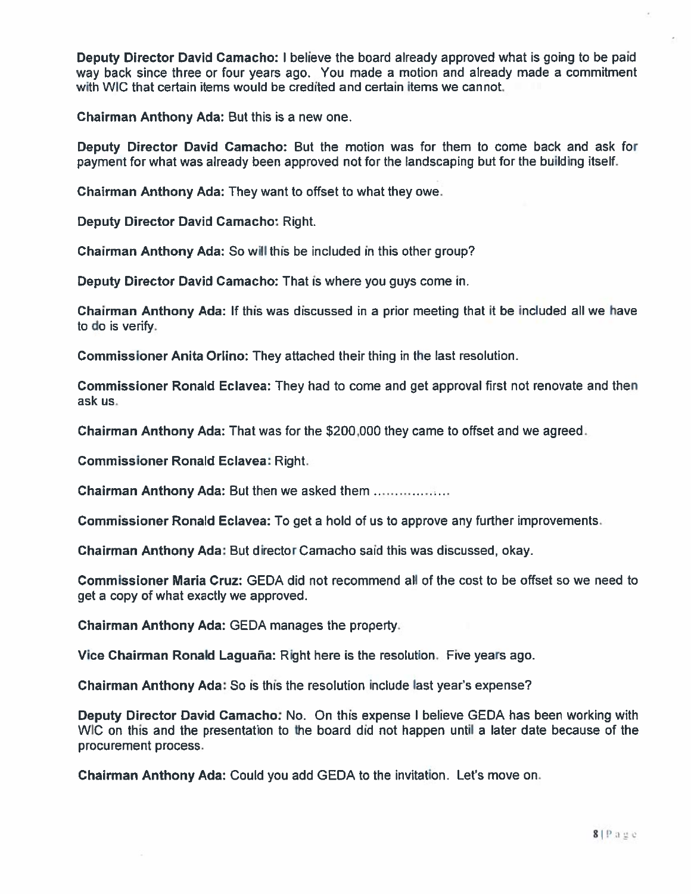**Deputy Director David Camacho:** I believe the board already approved what is going to be paid way back since three or four years ago. You made a motion and already made a commitment with WIC that certain items would be credited and certain items we cannot.

**Chairman Anthony Ada:** But this is a new one.

**Deputy Director David Camacho:** But the motion was for them to come back and ask for payment for what was already been approved not for the landscaping but for the building itself.

**Chairman Anthony Ada:** They want to offset to what they owe.

**Deputy Director David Camacho:** Right.

**Chairman Anthony Ada:** So will this be included in this other group?

**Deputy Director David Camacho:** That is where you guys come in.

**Chairman Anthony Ada:** If this was discussed in a prior meeting that it be included all we have to do is verify.

**Commissioner Anita Orlino:** They attached their thing in the last resolution.

**Commissioner Ronald Eclavea:** They had to come and get approval first not renovate and then ask us.

**Chairman Anthony Ada:** That was for the $200,000 they came to offset and we agreed.

**Commissioner Ronald Eclavea:** Right.

**Chairman Anthony Ada:** But then we asked them .................

**Commissioner Ronald Eclavea:** To get a hold of us to approve any further improvements.

**Chairman Anthony Ada:** But director Camacho said this was discussed, okay.

**Commissioner Maria Cruz:** GEDA did not recommend all of the cost to be offset so we need to get a copy of what exactly we approved.

**Chairman Anthony Ada:** GEDA manages the property.

**Vice Chairman Ronald Laguaña:** Right here is the resolution. Five years ago.

**Chairman Anthony Ada:** So is this the resolution include last year's expense?

**Deputy Director David Camacho:** No. On this expense I believe GEDA has been working with WIC on this and the presentation to the board did not happen until a later date because of the procurement process.

**Chairman Anthony Ada:** Could you add GEDA to the invitation. Let's move on.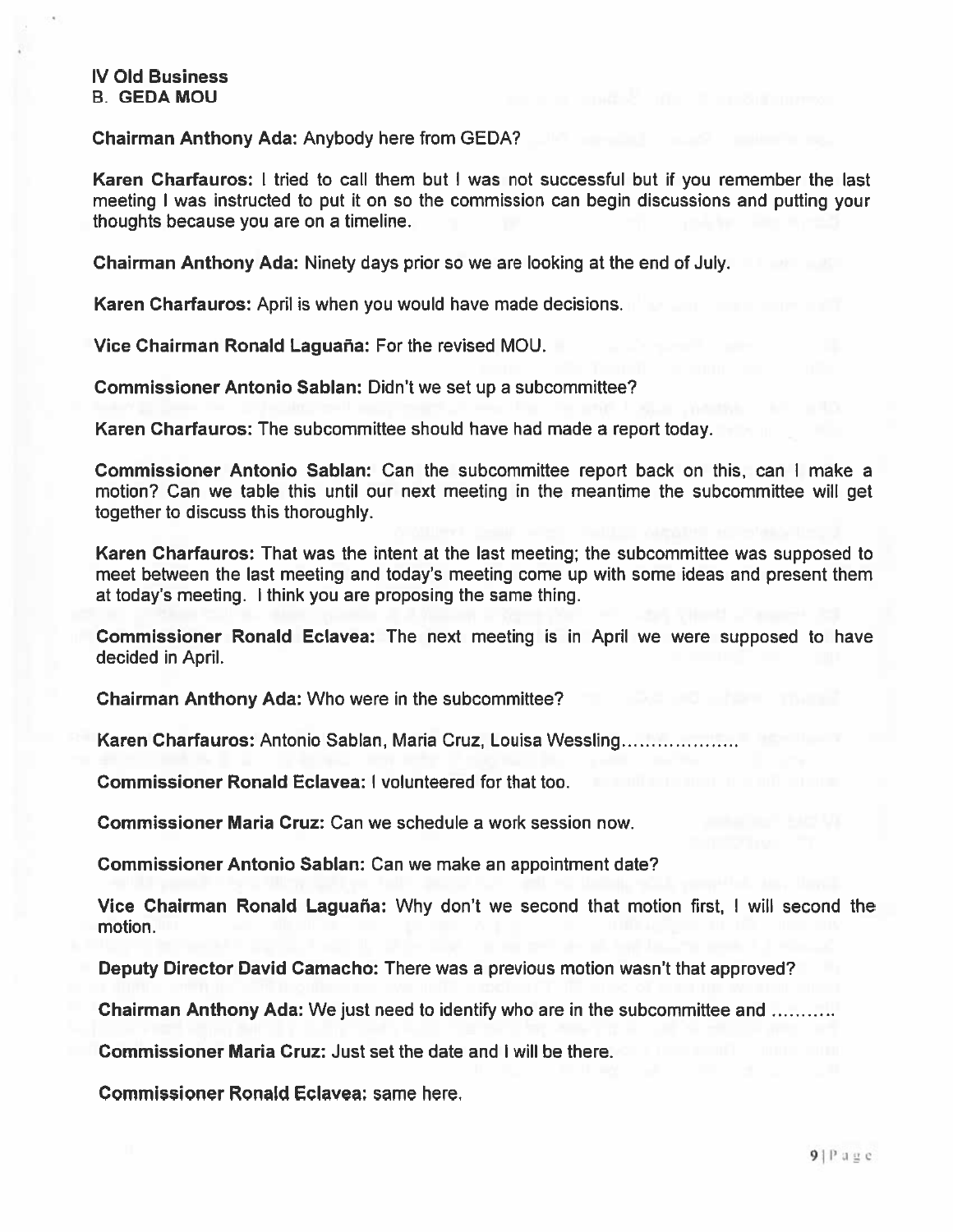**IV Old Business**
**B. GEDA MOU**

**Chairman Anthony Ada:** Anybody here from GEDA?

**Karen Charfauros:** I tried to call them but I was not successful but if you remember the last meeting I was instructed to put it on so the commission can begin discussions and putting your thoughts because you are on a timeline.

**Chairman Anthony Ada:** Ninety days prior so we are looking at the end of July.

**Karen Charfauros:** April is when you would have made decisions.

**Vice Chairman Ronald Laguaña:** For the revised MOU.

**Commissioner Antonio Sablan:** Didn't we set up a subcommittee?

**Karen Charfauros:** The subcommittee should have had made a report today.

**Commissioner Antonio Sablan:** Can the subcommittee report back on this, can I make a motion? Can we table this until our next meeting in the meantime the subcommittee will get together to discuss this thoroughly.

**Karen Charfauros:** That was the intent at the last meeting; the subcommittee was supposed to meet between the last meeting and today's meeting come up with some ideas and present them at today's meeting. I think you are proposing the same thing.

**Commissioner Ronald Eclavea:** The next meeting is in April we were supposed to have decided in April.

**Chairman Anthony Ada:** Who were in the subcommittee?

**Karen Charfauros:** Antonio Sablan, Maria Cruz, Louisa Wessling……………….

**Commissioner Ronald Eclavea:** I volunteered for that too.

**Commissioner Maria Cruz:** Can we schedule a work session now.

**Commissioner Antonio Sablan:** Can we make an appointment date?

**Vice Chairman Ronald Laguaña:** Why don't we second that motion first, I will second the motion.

**Deputy Director David Camacho:** There was a previous motion wasn't that approved?

**Chairman Anthony Ada:** We just need to identify who are in the subcommittee and ………..

**Commissioner Maria Cruz:** Just set the date and I will be there.

**Commissioner Ronald Eclavea:** same here.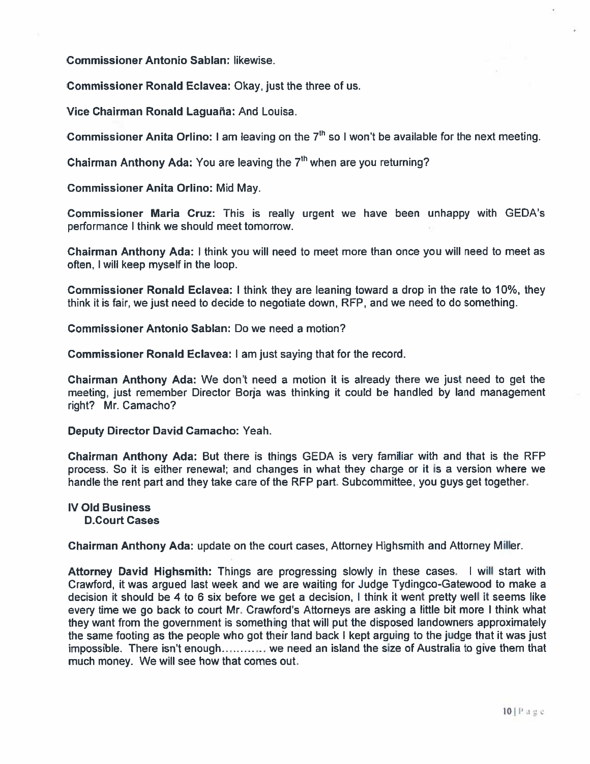**Commissioner Antonio Sablan:** likewise.

**Commissioner Ronald Eclavea:** Okay, just the three of us.

**Vice Chairman Ronald Laguaña:** And Louisa.

**Commissioner Anita Orlino:** I am leaving on the 7th so I won't be available for the next meeting.

**Chairman Anthony Ada:** You are leaving the 7th when are you returning?

**Commissioner Anita Orlino:** Mid May.

**Commissioner Maria Cruz:** This is really urgent we have been unhappy with GEDA's performance I think we should meet tomorrow.

**Chairman Anthony Ada:** I think you will need to meet more than once you will need to meet as often, I will keep myself in the loop.

**Commissioner Ronald Eclavea:** I think they are leaning toward a drop in the rate to 10%, they think it is fair, we just need to decide to negotiate down, RFP, and we need to do something.

**Commissioner Antonio Sablan:** Do we need a motion?

**Commissioner Ronald Eclavea:** I am just saying that for the record.

**Chairman Anthony Ada:** We don't need a motion it is already there we just need to get the meeting, just remember Director Borja was thinking it could be handled by land management right? Mr. Camacho?

**Deputy Director David Camacho:** Yeah.

**Chairman Anthony Ada:** But there is things GEDA is very familiar with and that is the RFP process. So it is either renewal; and changes in what they charge or it is a version where we handle the rent part and they take care of the RFP part. Subcommittee, you guys get together.

**IV Old Business**
**D.Court Cases**

**Chairman Anthony Ada:** update on the court cases, Attorney Highsmith and Attorney Miller.

**Attorney David Highsmith:** Things are progressing slowly in these cases. I will start with Crawford, it was argued last week and we are waiting for Judge Tydingco-Gatewood to make a decision it should be 4 to 6 six before we get a decision, I think it went pretty well it seems like every time we go back to court Mr. Crawford's Attorneys are asking a little bit more I think what they want from the government is something that will put the disposed landowners approximately the same footing as the people who got their land back I kept arguing to the judge that it was just impossible. There isn't enough........... we need an island the size of Australia to give them that much money. We will see how that comes out.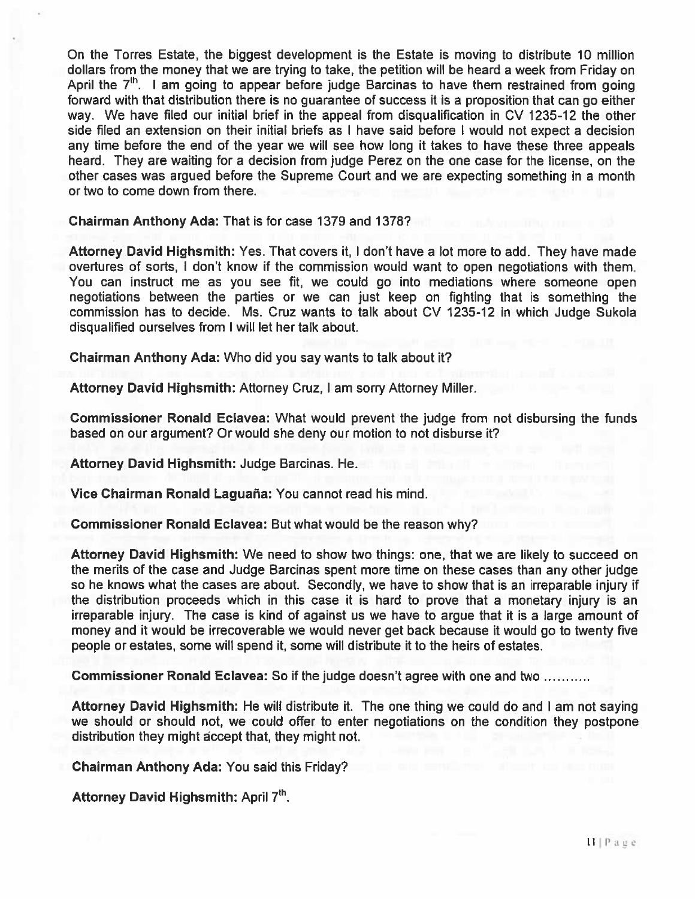On the Torres Estate, the biggest development is the Estate is moving to distribute 10 million dollars from the money that we are trying to take, the petition will be heard a week from Friday on April the 7th. I am going to appear before judge Barcinas to have them restrained from going forward with that distribution there is no guarantee of success it is a proposition that can go either way. We have filed our initial brief in the appeal from disqualification in CV 1235-12 the other side filed an extension on their initial briefs as I have said before I would not expect a decision any time before the end of the year we will see how long it takes to have these three appeals heard. They are waiting for a decision from judge Perez on the one case for the license, on the other cases was argued before the Supreme Court and we are expecting something in a month or two to come down from there.

**Chairman Anthony Ada:** That is for case 1379 and 1378?

**Attorney David Highsmith:** Yes. That covers it, I don't have a lot more to add. They have made overtures of sorts, I don't know if the commission would want to open negotiations with them. You can instruct me as you see fit, we could go into mediations where someone open negotiations between the parties or we can just keep on fighting that is something the commission has to decide. Ms. Cruz wants to talk about CV 1235-12 in which Judge Sukola disqualified ourselves from I will let her talk about.

**Chairman Anthony Ada:** Who did you say wants to talk about it?

**Attorney David Highsmith:** Attorney Cruz, I am sorry Attorney Miller.

**Commissioner Ronald Eclavea:** What would prevent the judge from not disbursing the funds based on our argument? Or would she deny our motion to not disburse it?

**Attorney David Highsmith:** Judge Barcinas. He.

**Vice Chairman Ronald Laguaña:** You cannot read his mind.

**Commissioner Ronald Eclavea:** But what would be the reason why?

**Attorney David Highsmith:** We need to show two things: one, that we are likely to succeed on the merits of the case and Judge Barcinas spent more time on these cases than any other judge so he knows what the cases are about. Secondly, we have to show that is an irreparable injury if the distribution proceeds which in this case it is hard to prove that a monetary injury is an irreparable injury. The case is kind of against us we have to argue that it is a large amount of money and it would be irrecoverable we would never get back because it would go to twenty five people or estates, some will spend it, some will distribute it to the heirs of estates.

**Commissioner Ronald Eclavea:** So if the judge doesn't agree with one and two ...........

**Attorney David Highsmith:** He will distribute it. The one thing we could do and I am not saying we should or should not, we could offer to enter negotiations on the condition they postpone distribution they might accept that, they might not.

**Chairman Anthony Ada:** You said this Friday?

**Attorney David Highsmith:** April 7th.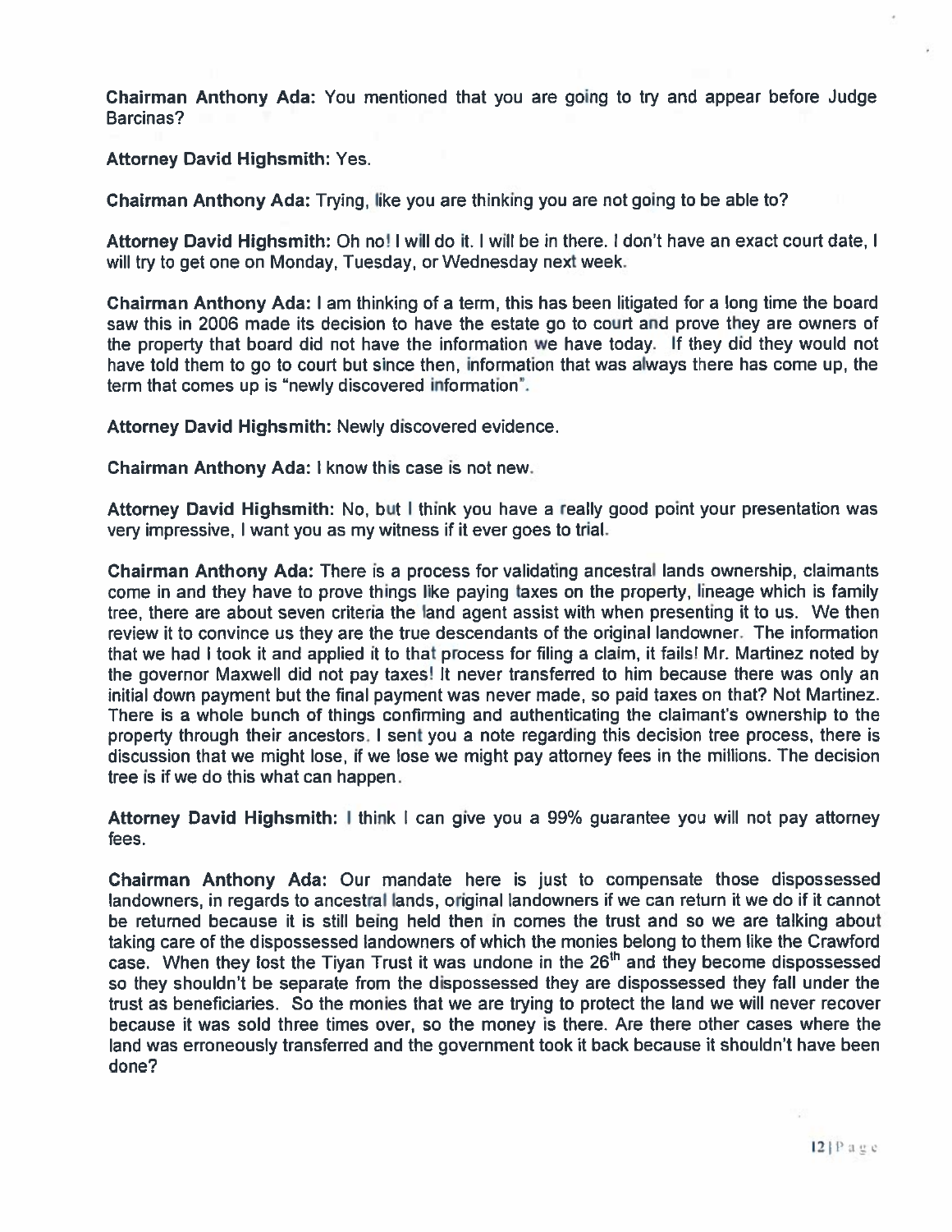**Chairman Anthony Ada:** You mentioned that you are going to try and appear before Judge Barcinas?

**Attorney David Highsmith:** Yes.

**Chairman Anthony Ada:** Trying, like you are thinking you are not going to be able to?

**Attorney David Highsmith:** Oh no! I will do it. I will be in there. I don't have an exact court date, I will try to get one on Monday, Tuesday, or Wednesday next week.

**Chairman Anthony Ada:** I am thinking of a term, this has been litigated for a long time the board saw this in 2006 made its decision to have the estate go to court and prove they are owners of the property that board did not have the information we have today. If they did they would not have told them to go to court but since then, information that was always there has come up, the term that comes up is "newly discovered information".

**Attorney David Highsmith:** Newly discovered evidence.

**Chairman Anthony Ada:** I know this case is not new.

**Attorney David Highsmith:** No, but I think you have a really good point your presentation was very impressive, I want you as my witness if it ever goes to trial.

**Chairman Anthony Ada:** There is a process for validating ancestral lands ownership, claimants come in and they have to prove things like paying taxes on the property, lineage which is family tree, there are about seven criteria the land agent assist with when presenting it to us. We then review it to convince us they are the true descendants of the original landowner. The information that we had I took it and applied it to that process for filing a claim, it fails! Mr. Martinez noted by the governor Maxwell did not pay taxes! It never transferred to him because there was only an initial down payment but the final payment was never made, so paid taxes on that? Not Martinez. There is a whole bunch of things confirming and authenticating the claimant's ownership to the property through their ancestors. I sent you a note regarding this decision tree process, there is discussion that we might lose, if we lose we might pay attorney fees in the millions. The decision tree is if we do this what can happen.

**Attorney David Highsmith:** I think I can give you a 99% guarantee you will not pay attorney fees.

**Chairman Anthony Ada:** Our mandate here is just to compensate those dispossessed landowners, in regards to ancestral lands, original landowners if we can return it we do if it cannot be returned because it is still being held then in comes the trust and so we are talking about taking care of the dispossessed landowners of which the monies belong to them like the Crawford case. When they lost the Tiyan Trust it was undone in the 26th and they become dispossessed so they shouldn't be separate from the dispossessed they are dispossessed they fall under the trust as beneficiaries. So the monies that we are trying to protect the land we will never recover because it was sold three times over, so the money is there. Are there other cases where the land was erroneously transferred and the government took it back because it shouldn't have been done?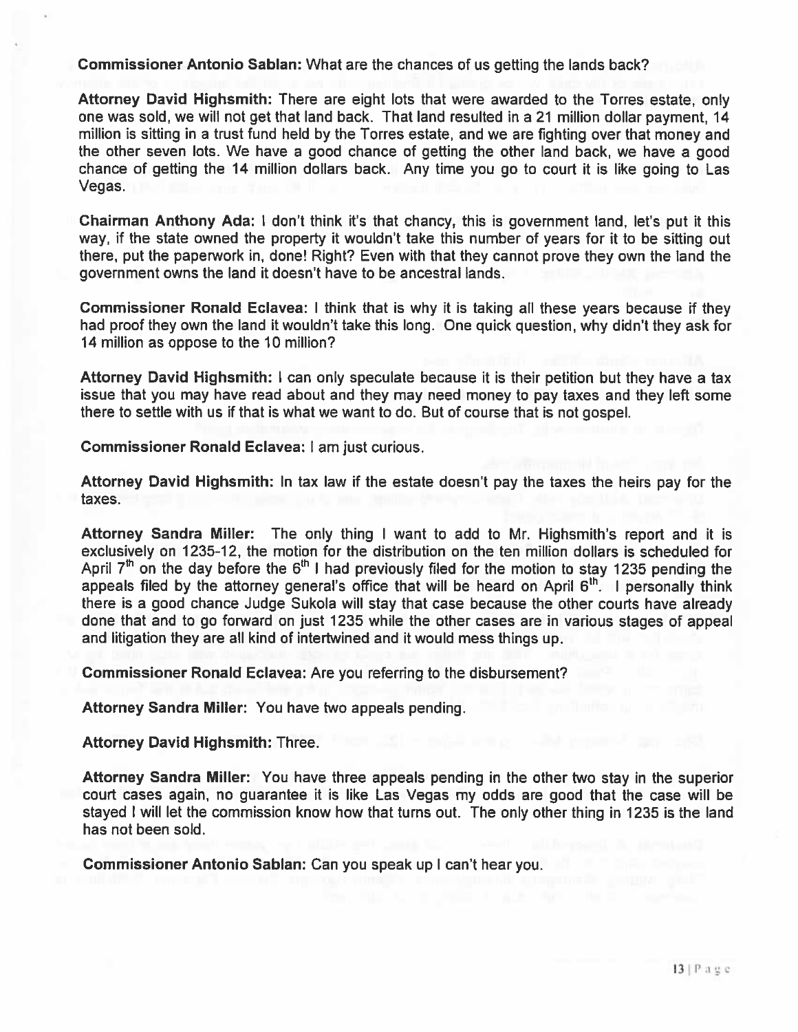**Commissioner Antonio Sablan:** What are the chances of us getting the lands back?

**Attorney David Highsmith:** There are eight lots that were awarded to the Torres estate, only one was sold, we will not get that land back. That land resulted in a 21 million dollar payment, 14 million is sitting in a trust fund held by the Torres estate, and we are fighting over that money and the other seven lots. We have a good chance of getting the other land back, we have a good chance of getting the 14 million dollars back. Any time you go to court it is like going to Las Vegas.

**Chairman Anthony Ada:** I don't think it's that chancy, this is government land, let's put it this way, if the state owned the property it wouldn't take this number of years for it to be sitting out there, put the paperwork in, done! Right? Even with that they cannot prove they own the land the government owns the land it doesn't have to be ancestral lands.

**Commissioner Ronald Eclavea:** I think that is why it is taking all these years because if they had proof they own the land it wouldn't take this long. One quick question, why didn't they ask for 14 million as oppose to the 10 million?

**Attorney David Highsmith:** I can only speculate because it is their petition but they have a tax issue that you may have read about and they may need money to pay taxes and they left some there to settle with us if that is what we want to do. But of course that is not gospel.

**Commissioner Ronald Eclavea:** I am just curious.

**Attorney David Highsmith:** In tax law if the estate doesn't pay the taxes the heirs pay for the taxes.

**Attorney Sandra Miller:** The only thing I want to add to Mr. Highsmith's report and it is exclusively on 1235-12, the motion for the distribution on the ten million dollars is scheduled for April 7th on the day before the 6th I had previously filed for the motion to stay 1235 pending the appeals filed by the attorney general's office that will be heard on April 6th. I personally think there is a good chance Judge Sukola will stay that case because the other courts have already done that and to go forward on just 1235 while the other cases are in various stages of appeal and litigation they are all kind of intertwined and it would mess things up.

**Commissioner Ronald Eclavea:** Are you referring to the disbursement?

**Attorney Sandra Miller:** You have two appeals pending.

**Attorney David Highsmith:** Three.

**Attorney Sandra Miller:** You have three appeals pending in the other two stay in the superior court cases again, no guarantee it is like Las Vegas my odds are good that the case will be stayed I will let the commission know how that turns out. The only other thing in 1235 is the land has not been sold.

**Commissioner Antonio Sablan:** Can you speak up I can't hear you.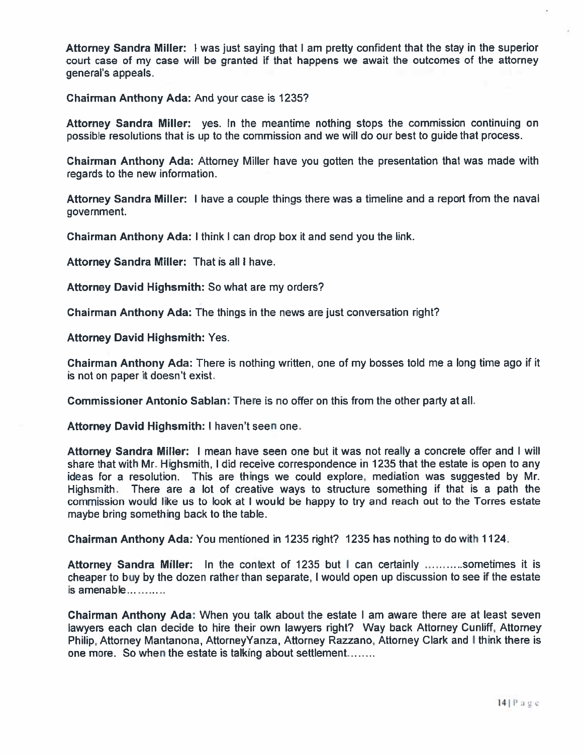**Attorney Sandra Miller:** I was just saying that I am pretty confident that the stay in the superior court case of my case will be granted if that happens we await the outcomes of the attorney general's appeals.

**Chairman Anthony Ada:** And your case is 1235?

**Attorney Sandra Miller:** yes. In the meantime nothing stops the commission continuing on possible resolutions that is up to the commission and we will do our best to guide that process.

**Chairman Anthony Ada:** Attorney Miller have you gotten the presentation that was made with regards to the new information.

**Attorney Sandra Miller:** I have a couple things there was a timeline and a report from the naval government.

**Chairman Anthony Ada:** I think I can drop box it and send you the link.

**Attorney Sandra Miller:** That is all I have.

**Attorney David Highsmith:** So what are my orders?

**Chairman Anthony Ada:** The things in the news are just conversation right?

**Attorney David Highsmith:** Yes.

**Chairman Anthony Ada:** There is nothing written, one of my bosses told me a long time ago if it is not on paper it doesn't exist.

**Commissioner Antonio Sablan:** There is no offer on this from the other party at all.

**Attorney David Highsmith:** I haven't seen one.

**Attorney Sandra Miller:** I mean have seen one but it was not really a concrete offer and I will share that with Mr. Highsmith, I did receive correspondence in 1235 that the estate is open to any ideas for a resolution. This are things we could explore, mediation was suggested by Mr. Highsmith. There are a lot of creative ways to structure something if that is a path the commission would like us to look at I would be happy to try and reach out to the Torres estate maybe bring something back to the table.

**Chairman Anthony Ada:** You mentioned in 1235 right? 1235 has nothing to do with 1124.

**Attorney Sandra Miller:** In the context of 1235 but I can certainly ……….sometimes it is cheaper to buy by the dozen rather than separate, I would open up discussion to see if the estate is amenable……….

**Chairman Anthony Ada:** When you talk about the estate I am aware there are at least seven lawyers each clan decide to hire their own lawyers right? Way back Attorney Cunliff, Attorney Philip, Attorney Mantanona, AttorneyYanza, Attorney Razzano, Attorney Clark and I think there is one more. So when the estate is talking about settlement……..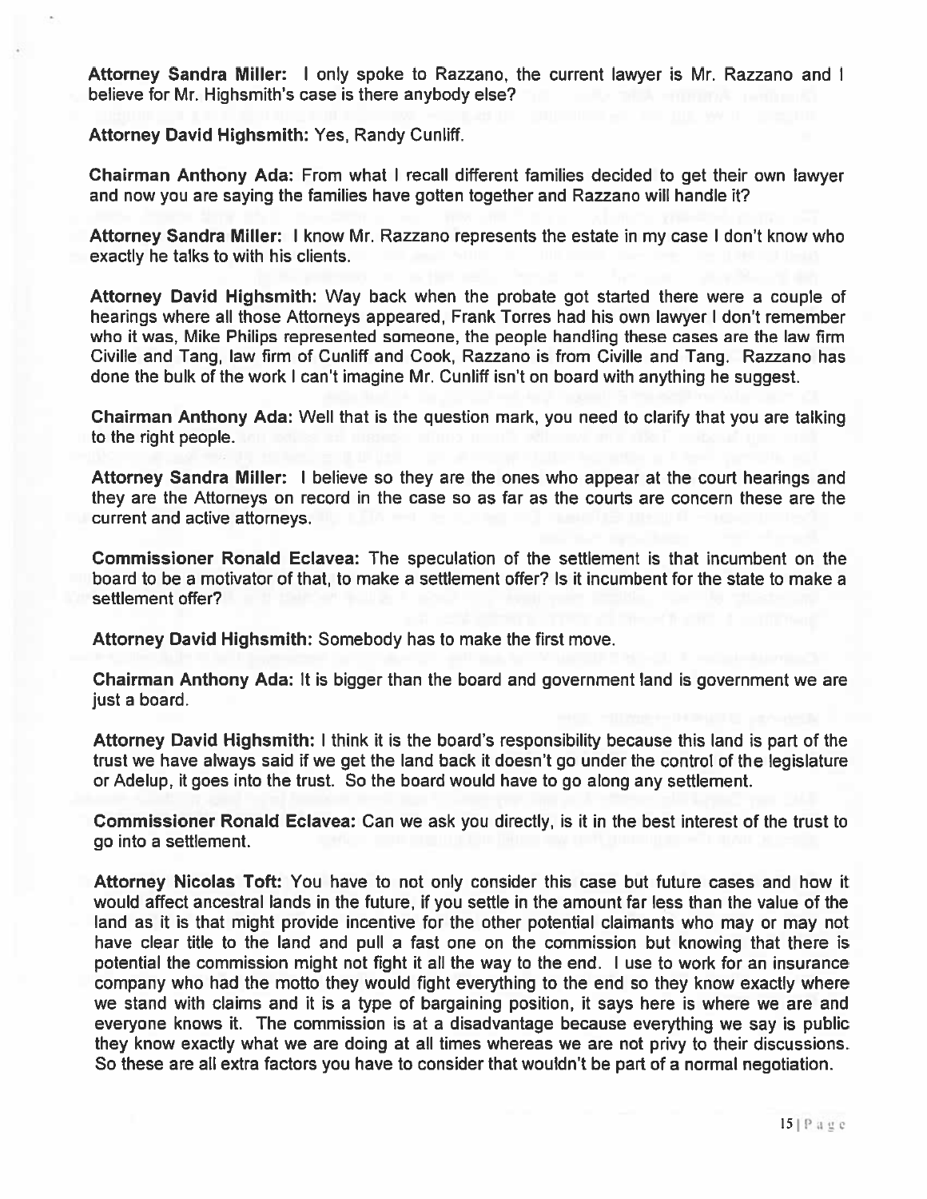**Attorney Sandra Miller:** I only spoke to Razzano, the current lawyer is Mr. Razzano and I believe for Mr. Highsmith's case is there anybody else?

**Attorney David Highsmith:** Yes, Randy Cunliff.

**Chairman Anthony Ada:** From what I recall different families decided to get their own lawyer and now you are saying the families have gotten together and Razzano will handle it?

**Attorney Sandra Miller:** I know Mr. Razzano represents the estate in my case I don't know who exactly he talks to with his clients.

**Attorney David Highsmith:** Way back when the probate got started there were a couple of hearings where all those Attorneys appeared, Frank Torres had his own lawyer I don't remember who it was, Mike Philips represented someone, the people handling these cases are the law firm Civille and Tang, law firm of Cunliff and Cook, Razzano is from Civille and Tang. Razzano has done the bulk of the work I can't imagine Mr. Cunliff isn't on board with anything he suggest.

**Chairman Anthony Ada:** Well that is the question mark, you need to clarify that you are talking to the right people.

**Attorney Sandra Miller:** I believe so they are the ones who appear at the court hearings and they are the Attorneys on record in the case so as far as the courts are concern these are the current and active attorneys.

**Commissioner Ronald Eclavea:** The speculation of the settlement is that incumbent on the board to be a motivator of that, to make a settlement offer? Is it incumbent for the state to make a settlement offer?

**Attorney David Highsmith:** Somebody has to make the first move.

**Chairman Anthony Ada:** It is bigger than the board and government land is government we are just a board.

**Attorney David Highsmith:** I think it is the board's responsibility because this land is part of the trust we have always said if we get the land back it doesn't go under the control of the legislature or Adelup, it goes into the trust. So the board would have to go along any settlement.

**Commissioner Ronald Eclavea:** Can we ask you directly, is it in the best interest of the trust to go into a settlement.

**Attorney Nicolas Toft:** You have to not only consider this case but future cases and how it would affect ancestral lands in the future, if you settle in the amount far less than the value of the land as it is that might provide incentive for the other potential claimants who may or may not have clear title to the land and pull a fast one on the commission but knowing that there is potential the commission might not fight it all the way to the end. I use to work for an insurance company who had the motto they would fight everything to the end so they know exactly where we stand with claims and it is a type of bargaining position, it says here is where we are and everyone knows it. The commission is at a disadvantage because everything we say is public they know exactly what we are doing at all times whereas we are not privy to their discussions. So these are all extra factors you have to consider that wouldn't be part of a normal negotiation.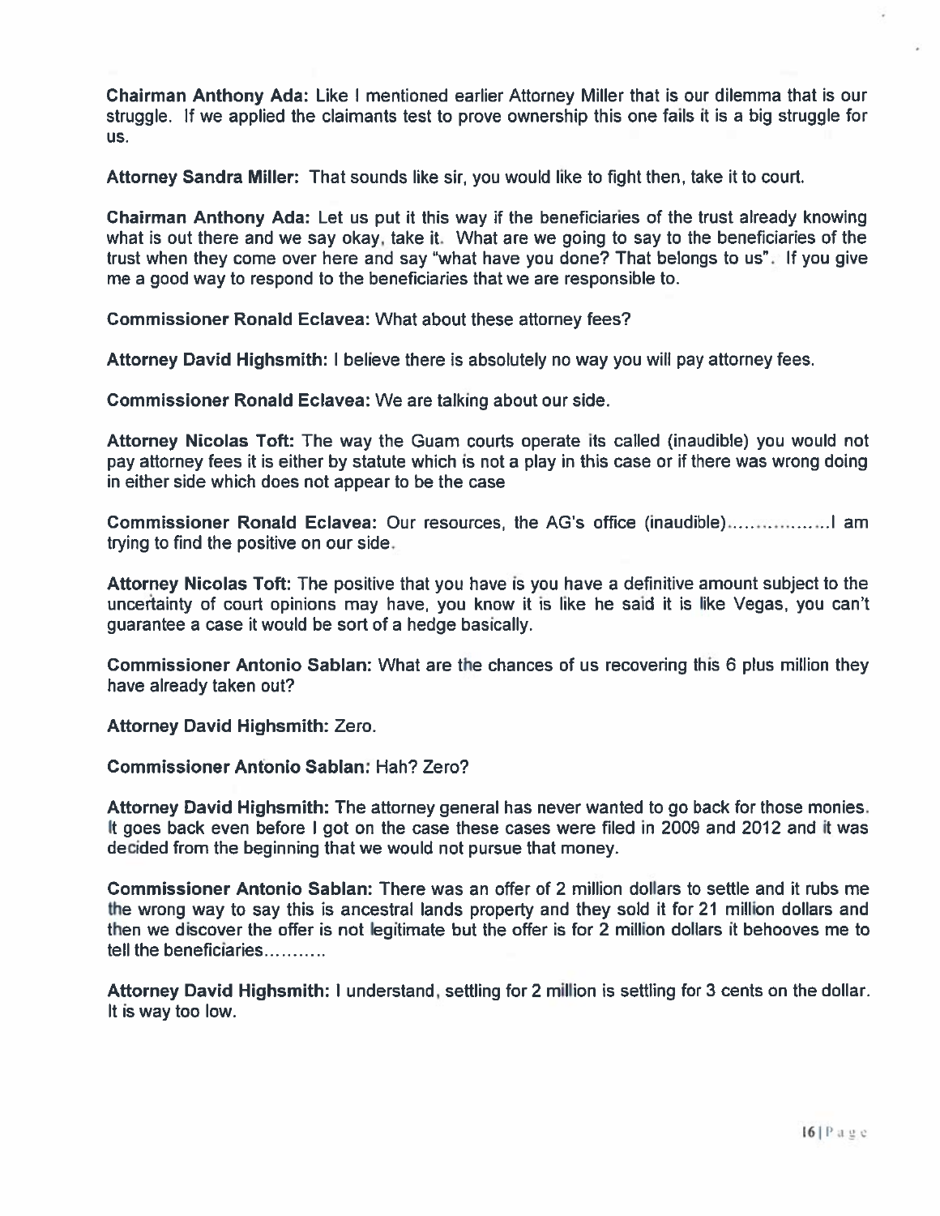**Chairman Anthony Ada:** Like I mentioned earlier Attorney Miller that is our dilemma that is our struggle. If we applied the claimants test to prove ownership this one fails it is a big struggle for us.

**Attorney Sandra Miller:** That sounds like sir, you would like to fight then, take it to court.

**Chairman Anthony Ada:** Let us put it this way if the beneficiaries of the trust already knowing what is out there and we say okay, take it. What are we going to say to the beneficiaries of the trust when they come over here and say "what have you done? That belongs to us". If you give me a good way to respond to the beneficiaries that we are responsible to.

**Commissioner Ronald Eclavea:** What about these attorney fees?

**Attorney David Highsmith:** I believe there is absolutely no way you will pay attorney fees.

**Commissioner Ronald Eclavea:** We are talking about our side.

**Attorney Nicolas Toft:** The way the Guam courts operate its called (inaudible) you would not pay attorney fees it is either by statute which is not a play in this case or if there was wrong doing in either side which does not appear to be the case

**Commissioner Ronald Eclavea:** Our resources, the AG's office (inaudible)………………I am trying to find the positive on our side.

**Attorney Nicolas Toft:** The positive that you have is you have a definitive amount subject to the uncertainty of court opinions may have, you know it is like he said it is like Vegas, you can't guarantee a case it would be sort of a hedge basically.

**Commissioner Antonio Sablan:** What are the chances of us recovering this 6 plus million they have already taken out?

**Attorney David Highsmith:** Zero.

**Commissioner Antonio Sablan:** Hah? Zero?

**Attorney David Highsmith:** The attorney general has never wanted to go back for those monies. It goes back even before I got on the case these cases were filed in 2009 and 2012 and it was decided from the beginning that we would not pursue that money.

**Commissioner Antonio Sablan:** There was an offer of 2 million dollars to settle and it rubs me the wrong way to say this is ancestral lands property and they sold it for 21 million dollars and then we discover the offer is not legitimate but the offer is for 2 million dollars it behooves me to tell the beneficiaries………..

**Attorney David Highsmith:** I understand, settling for 2 million is settling for 3 cents on the dollar. It is way too low.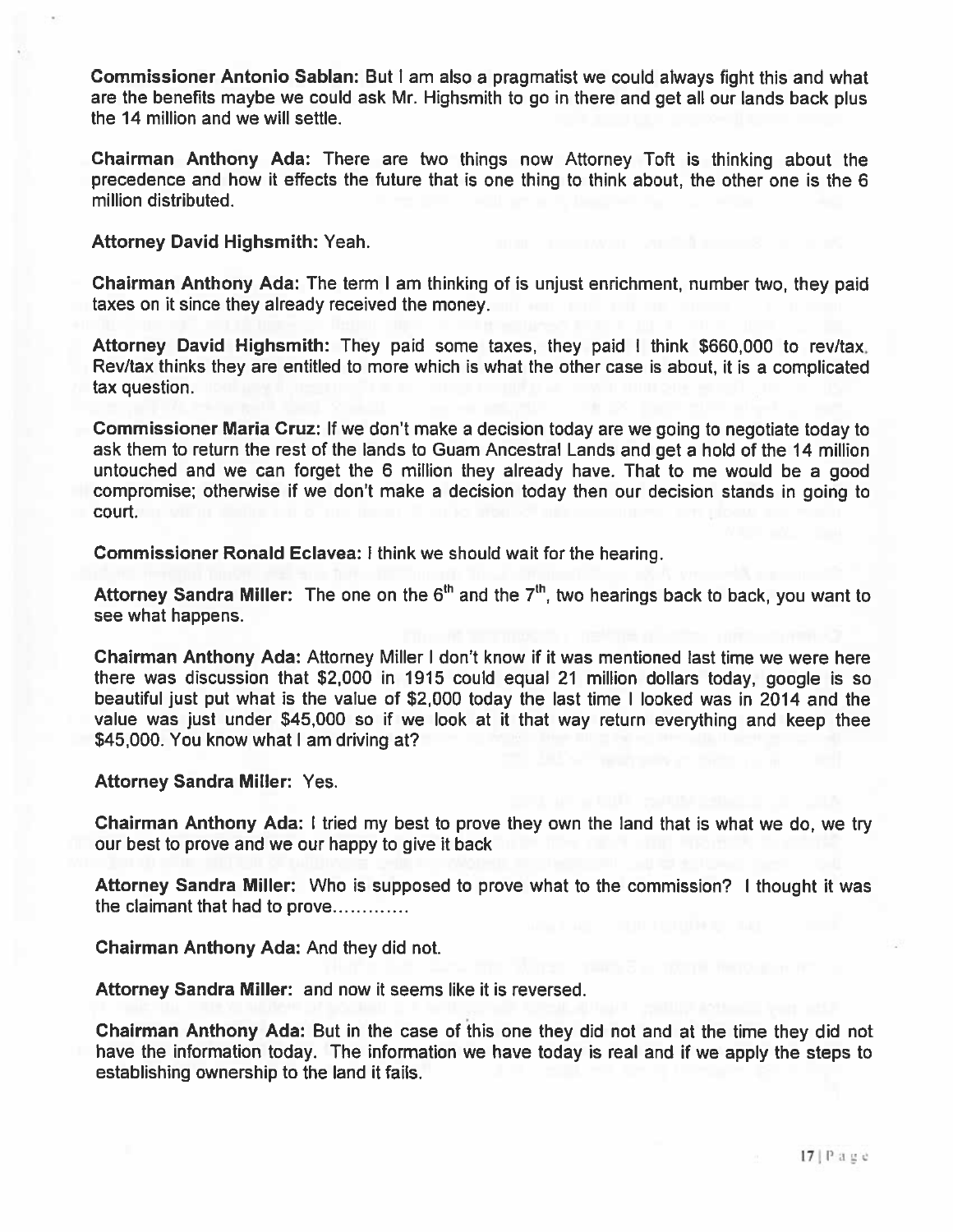**Commissioner Antonio Sablan:** But I am also a pragmatist we could always fight this and what are the benefits maybe we could ask Mr. Highsmith to go in there and get all our lands back plus the 14 million and we will settle.

**Chairman Anthony Ada:** There are two things now Attorney Toft is thinking about the precedence and how it effects the future that is one thing to think about, the other one is the 6 million distributed.

**Attorney David Highsmith:** Yeah.

**Chairman Anthony Ada:** The term I am thinking of is unjust enrichment, number two, they paid taxes on it since they already received the money.

**Attorney David Highsmith:** They paid some taxes, they paid I think $660,000 to rev/tax. Rev/tax thinks they are entitled to more which is what the other case is about, it is a complicated tax question.

**Commissioner Maria Cruz:** If we don't make a decision today are we going to negotiate today to ask them to return the rest of the lands to Guam Ancestral Lands and get a hold of the 14 million untouched and we can forget the 6 million they already have. That to me would be a good compromise; otherwise if we don't make a decision today then our decision stands in going to court.

**Commissioner Ronald Eclavea:** I think we should wait for the hearing.

**Attorney Sandra Miller:** The one on the 6th and the 7th, two hearings back to back, you want to see what happens.

**Chairman Anthony Ada:** Attorney Miller I don't know if it was mentioned last time we were here there was discussion that $2,000 in 1915 could equal 21 million dollars today, google is so beautiful just put what is the value of $2,000 today the last time I looked was in 2014 and the value was just under $45,000 so if we look at it that way return everything and keep thee $45,000. You know what I am driving at?

**Attorney Sandra Miller:** Yes.

**Chairman Anthony Ada:** I tried my best to prove they own the land that is what we do, we try our best to prove and we our happy to give it back

**Attorney Sandra Miller:** Who is supposed to prove what to the commission? I thought it was the claimant that had to prove............

**Chairman Anthony Ada:** And they did not.

**Attorney Sandra Miller:** and now it seems like it is reversed.

**Chairman Anthony Ada:** But in the case of this one they did not and at the time they did not have the information today. The information we have today is real and if we apply the steps to establishing ownership to the land it fails.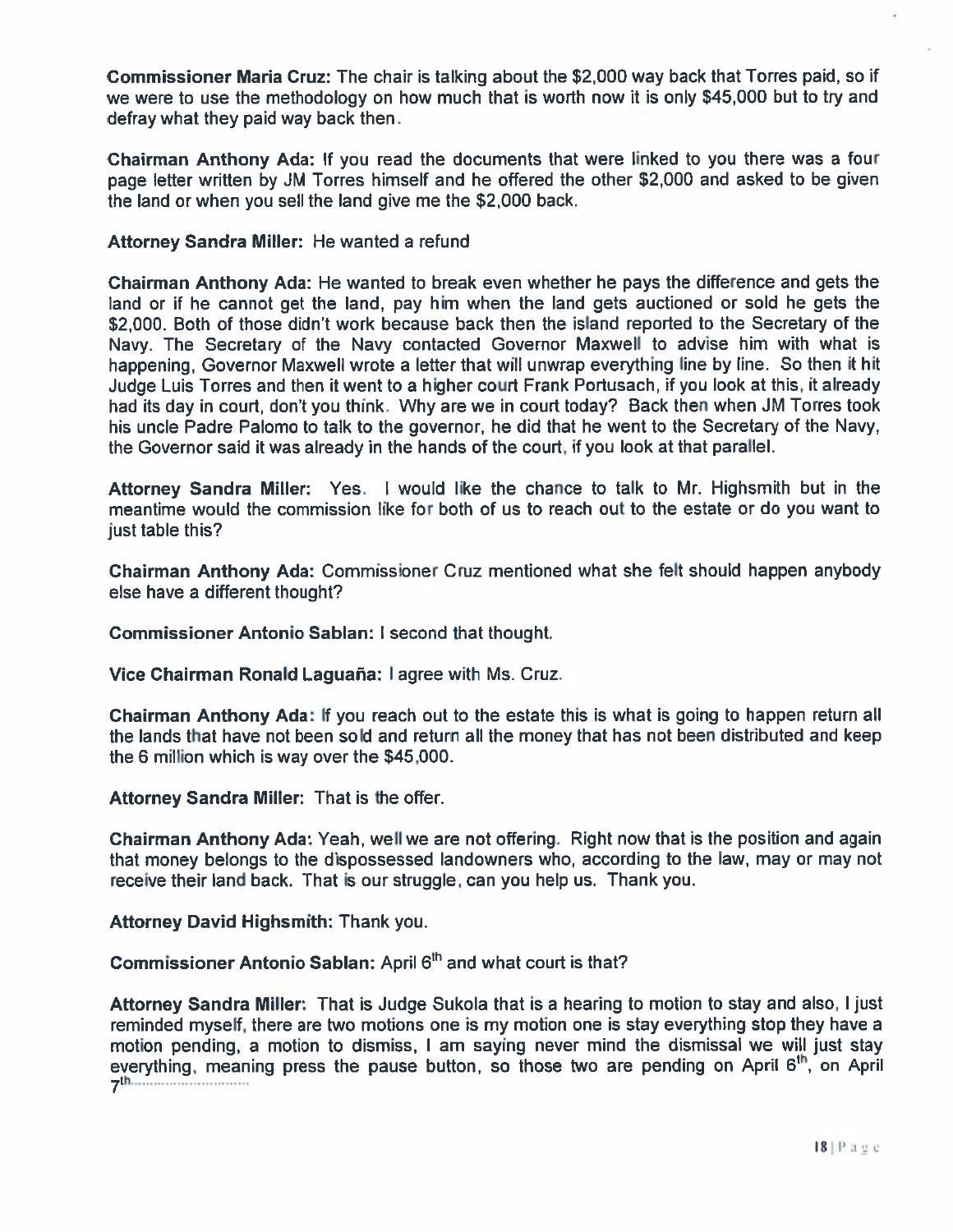**Commissioner Maria Cruz:** The chair is talking about the $2,000 way back that Torres paid, so if we were to use the methodology on how much that is worth now it is only $45,000 but to try and defray what they paid way back then.

**Chairman Anthony Ada:** If you read the documents that were linked to you there was a four page letter written by JM Torres himself and he offered the other $2,000 and asked to be given the land or when you sell the land give me the $2,000 back.

**Attorney Sandra Miller:** He wanted a refund

**Chairman Anthony Ada:** He wanted to break even whether he pays the difference and gets the land or if he cannot get the land, pay him when the land gets auctioned or sold he gets the $2,000. Both of those didn't work because back then the island reported to the Secretary of the Navy. The Secretary of the Navy contacted Governor Maxwell to advise him with what is happening, Governor Maxwell wrote a letter that will unwrap everything line by line. So then it hit Judge Luis Torres and then it went to a higher court Frank Portusach, if you look at this, it already had its day in court, don't you think. Why are we in court today? Back then when JM Torres took his uncle Padre Palomo to talk to the governor, he did that he went to the Secretary of the Navy, the Governor said it was already in the hands of the court, if you look at that parallel.

**Attorney Sandra Miller:** Yes. I would like the chance to talk to Mr. Highsmith but in the meantime would the commission like for both of us to reach out to the estate or do you want to just table this?

**Chairman Anthony Ada:** Commissioner Cruz mentioned what she felt should happen anybody else have a different thought?

**Commissioner Antonio Sablan:** I second that thought.

**Vice Chairman Ronald Laguaña:** I agree with Ms. Cruz.

**Chairman Anthony Ada:** If you reach out to the estate this is what is going to happen return all the lands that have not been sold and return all the money that has not been distributed and keep the 6 million which is way over the $45,000.

**Attorney Sandra Miller:** That is the offer.

**Chairman Anthony Ada:** Yeah, well we are not offering. Right now that is the position and again that money belongs to the dispossessed landowners who, according to the law, may or may not receive their land back. That is our struggle, can you help us. Thank you.

**Attorney David Highsmith:** Thank you.

**Commissioner Antonio Sablan:** April 6th and what court is that?

**Attorney Sandra Miller:** That is Judge Sukola that is a hearing to motion to stay and also, I just reminded myself, there are two motions one is my motion one is stay everything stop they have a motion pending, a motion to dismiss, I am saying never mind the dismissal we will just stay everything, meaning press the pause button, so those two are pending on April 6th, on April 7th............................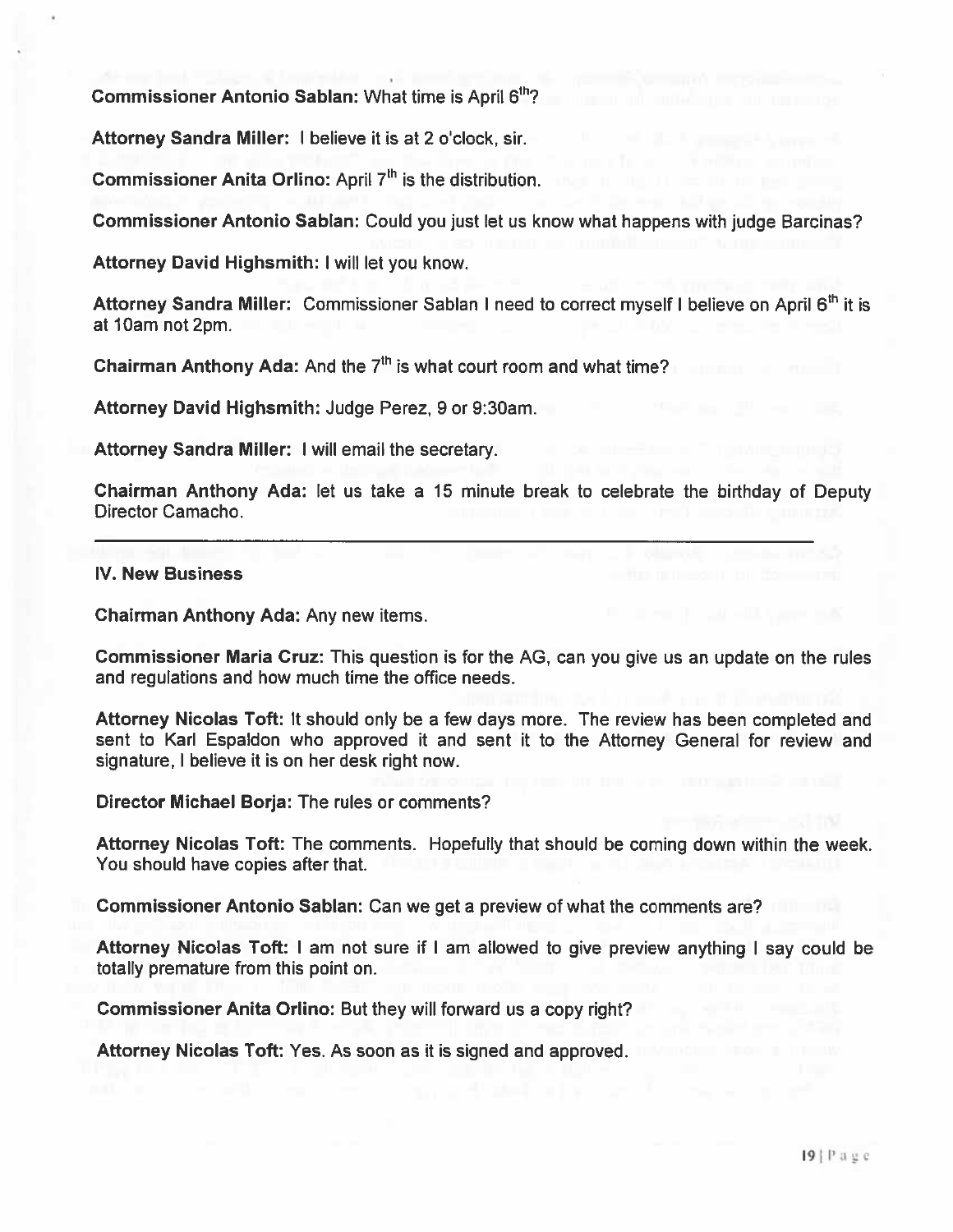**Commissioner Antonio Sablan:** What time is April 6th?

**Attorney Sandra Miller:** I believe it is at 2 o'clock, sir.

**Commissioner Anita Orlino:** April 7th is the distribution.

**Commissioner Antonio Sablan:** Could you just let us know what happens with judge Barcinas?

**Attorney David Highsmith:** I will let you know.

**Attorney Sandra Miller:** Commissioner Sablan I need to correct myself I believe on April 6th it is at 10am not 2pm.

**Chairman Anthony Ada:** And the 7th is what court room and what time?

**Attorney David Highsmith:** Judge Perez, 9 or 9:30am.

**Attorney Sandra Miller:** I will email the secretary.

**Chairman Anthony Ada:** let us take a 15 minute break to celebrate the birthday of Deputy Director Camacho.

---

**IV. New Business**

**Chairman Anthony Ada:** Any new items.

**Commissioner Maria Cruz:** This question is for the AG, can you give us an update on the rules and regulations and how much time the office needs.

**Attorney Nicolas Toft:** It should only be a few days more. The review has been completed and sent to Karl Espaldon who approved it and sent it to the Attorney General for review and signature, I believe it is on her desk right now.

**Director Michael Borja:** The rules or comments?

**Attorney Nicolas Toft:** The comments. Hopefully that should be coming down within the week. You should have copies after that.

**Commissioner Antonio Sablan:** Can we get a preview of what the comments are?

**Attorney Nicolas Toft:** I am not sure if I am allowed to give preview anything I say could be totally premature from this point on.

**Commissioner Anita Orlino:** But they will forward us a copy right?

**Attorney Nicolas Toft:** Yes. As soon as it is signed and approved.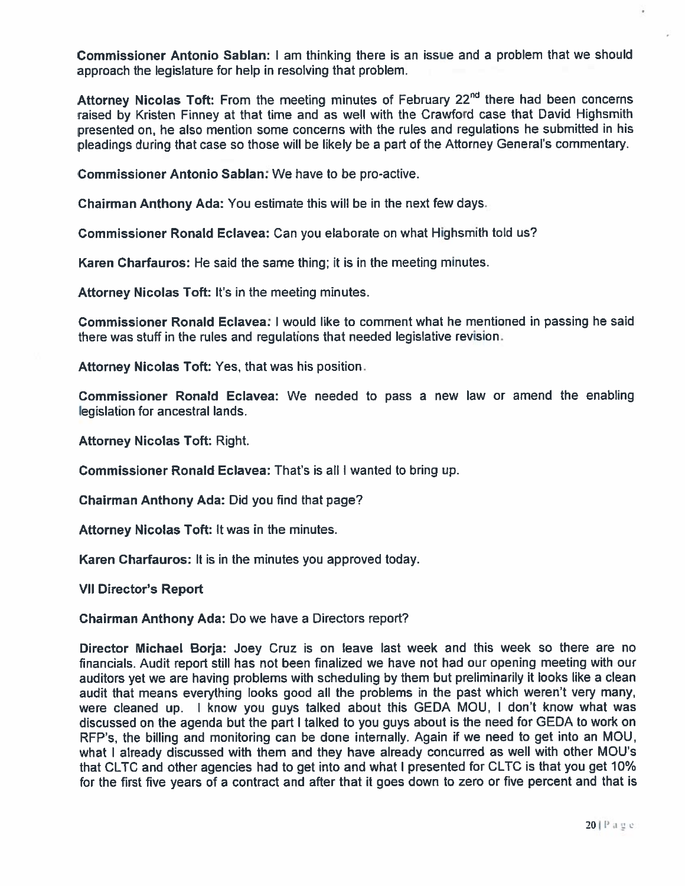**Commissioner Antonio Sablan:** I am thinking there is an issue and a problem that we should approach the legislature for help in resolving that problem.

**Attorney Nicolas Toft:** From the meeting minutes of February 22nd there had been concerns raised by Kristen Finney at that time and as well with the Crawford case that David Highsmith presented on, he also mention some concerns with the rules and regulations he submitted in his pleadings during that case so those will be likely be a part of the Attorney General's commentary.

**Commissioner Antonio Sablan:** We have to be pro-active.

**Chairman Anthony Ada:** You estimate this will be in the next few days.

**Commissioner Ronald Eclavea:** Can you elaborate on what Highsmith told us?

**Karen Charfauros:** He said the same thing; it is in the meeting minutes.

**Attorney Nicolas Toft:** It's in the meeting minutes.

**Commissioner Ronald Eclavea:** I would like to comment what he mentioned in passing he said there was stuff in the rules and regulations that needed legislative revision.

**Attorney Nicolas Toft:** Yes, that was his position.

**Commissioner Ronald Eclavea:** We needed to pass a new law or amend the enabling legislation for ancestral lands.

**Attorney Nicolas Toft:** Right.

**Commissioner Ronald Eclavea:** That's is all I wanted to bring up.

**Chairman Anthony Ada:** Did you find that page?

**Attorney Nicolas Toft:** It was in the minutes.

**Karen Charfauros:** It is in the minutes you approved today.

**VII Director's Report**

**Chairman Anthony Ada:** Do we have a Directors report?

**Director Michael Borja:** Joey Cruz is on leave last week and this week so there are no financials. Audit report still has not been finalized we have not had our opening meeting with our auditors yet we are having problems with scheduling by them but preliminarily it looks like a clean audit that means everything looks good all the problems in the past which weren't very many, were cleaned up. I know you guys talked about this GEDA MOU, I don't know what was discussed on the agenda but the part I talked to you guys about is the need for GEDA to work on RFP's, the billing and monitoring can be done internally. Again if we need to get into an MOU, what I already discussed with them and they have already concurred as well with other MOU's that CLTC and other agencies had to get into and what I presented for CLTC is that you get 10% for the first five years of a contract and after that it goes down to zero or five percent and that is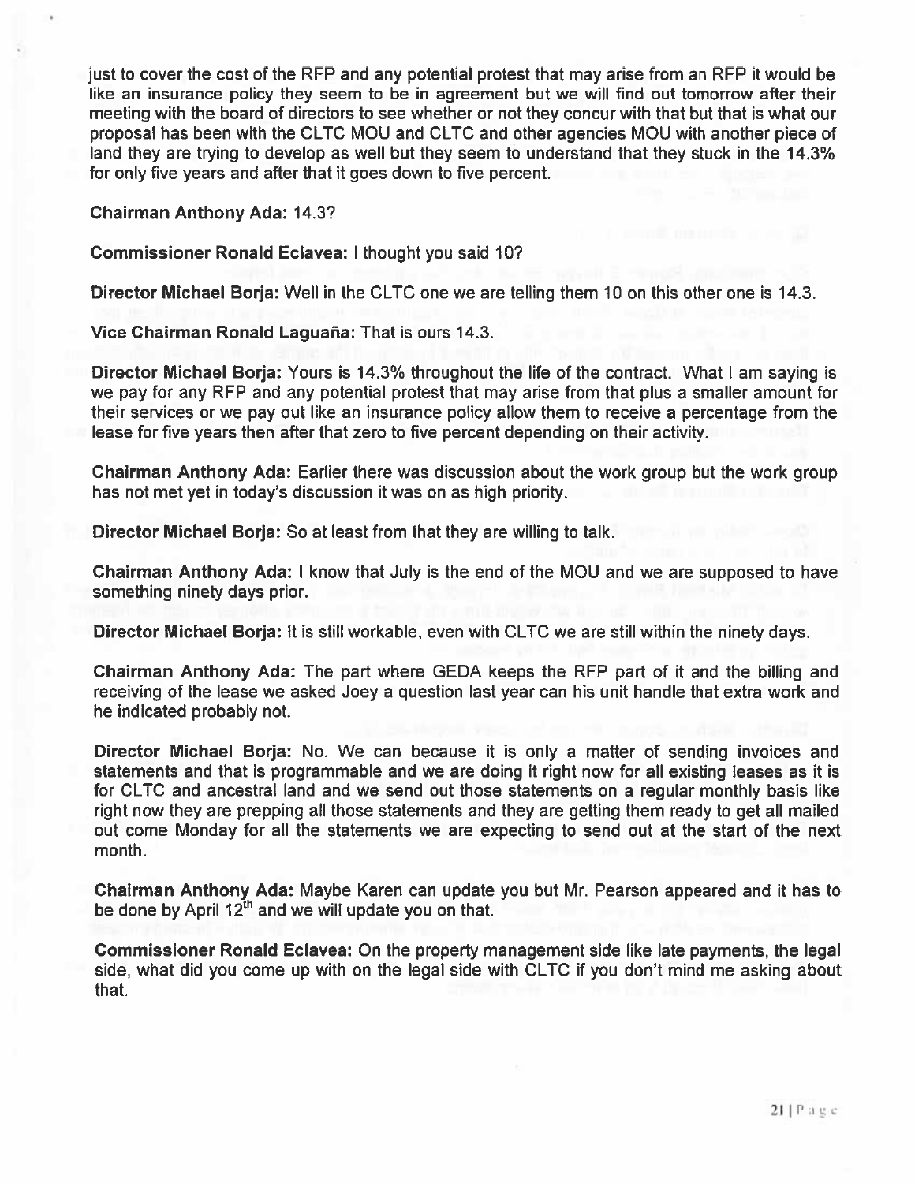just to cover the cost of the RFP and any potential protest that may arise from an RFP it would be like an insurance policy they seem to be in agreement but we will find out tomorrow after their meeting with the board of directors to see whether or not they concur with that but that is what our proposal has been with the CLTC MOU and CLTC and other agencies MOU with another piece of land they are trying to develop as well but they seem to understand that they stuck in the 14.3% for only five years and after that it goes down to five percent.

**Chairman Anthony Ada:** 14.3?

**Commissioner Ronald Eclavea:** I thought you said 10?

**Director Michael Borja:** Well in the CLTC one we are telling them 10 on this other one is 14.3.

**Vice Chairman Ronald Laguaña:** That is ours 14.3.

**Director Michael Borja:** Yours is 14.3% throughout the life of the contract. What I am saying is we pay for any RFP and any potential protest that may arise from that plus a smaller amount for their services or we pay out like an insurance policy allow them to receive a percentage from the lease for five years then after that zero to five percent depending on their activity.

**Chairman Anthony Ada:** Earlier there was discussion about the work group but the work group has not met yet in today's discussion it was on as high priority.

**Director Michael Borja:** So at least from that they are willing to talk.

**Chairman Anthony Ada:** I know that July is the end of the MOU and we are supposed to have something ninety days prior.

**Director Michael Borja:** It is still workable, even with CLTC we are still within the ninety days.

**Chairman Anthony Ada:** The part where GEDA keeps the RFP part of it and the billing and receiving of the lease we asked Joey a question last year can his unit handle that extra work and he indicated probably not.

**Director Michael Borja:** No. We can because it is only a matter of sending invoices and statements and that is programmable and we are doing it right now for all existing leases as it is for CLTC and ancestral land and we send out those statements on a regular monthly basis like right now they are prepping all those statements and they are getting them ready to get all mailed out come Monday for all the statements we are expecting to send out at the start of the next month.

**Chairman Anthony Ada:** Maybe Karen can update you but Mr. Pearson appeared and it has to be done by April 12th and we will update you on that.

**Commissioner Ronald Eclavea:** On the property management side like late payments, the legal side, what did you come up with on the legal side with CLTC if you don't mind me asking about that.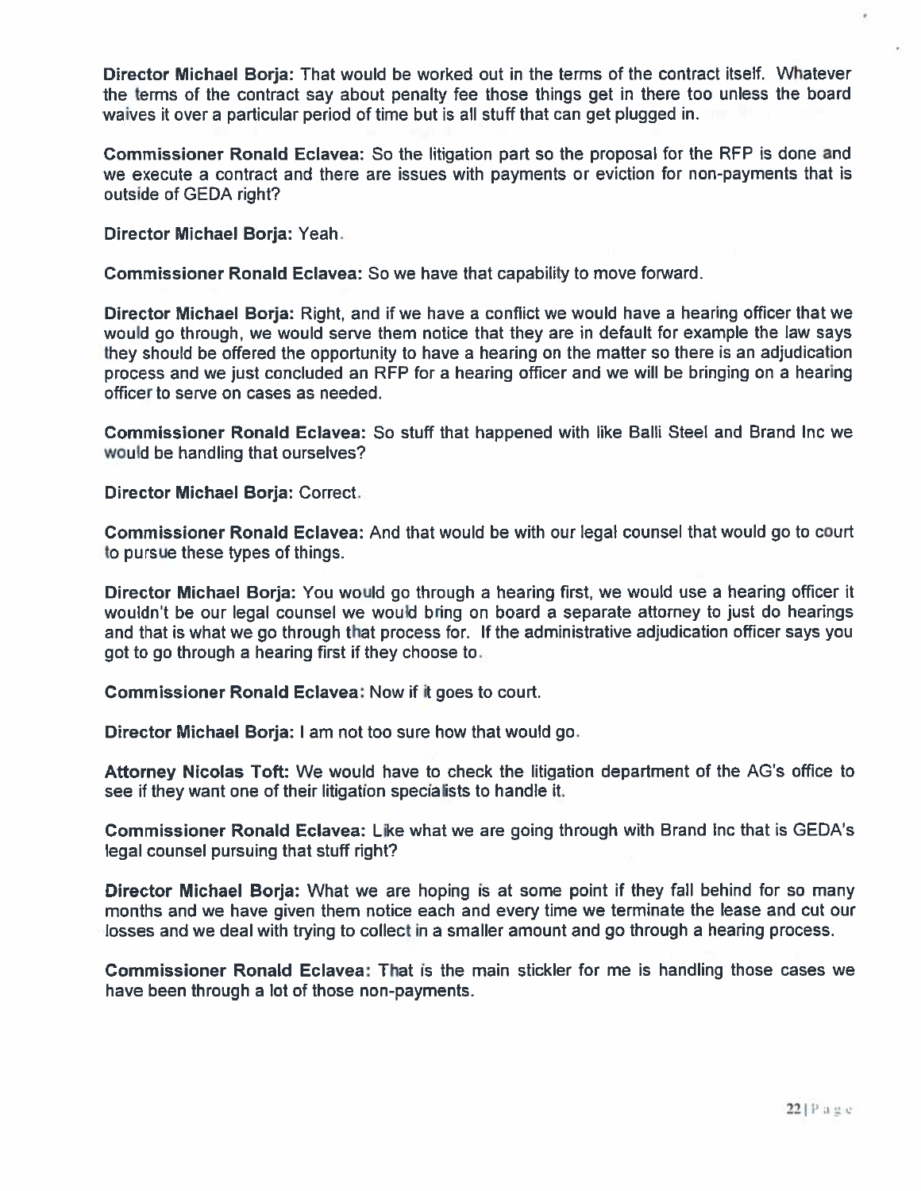**Director Michael Borja:** That would be worked out in the terms of the contract itself. Whatever the terms of the contract say about penalty fee those things get in there too unless the board waives it over a particular period of time but is all stuff that can get plugged in.

**Commissioner Ronald Eclavea:** So the litigation part so the proposal for the RFP is done and we execute a contract and there are issues with payments or eviction for non-payments that is outside of GEDA right?

**Director Michael Borja:** Yeah.

**Commissioner Ronald Eclavea:** So we have that capability to move forward.

**Director Michael Borja:** Right, and if we have a conflict we would have a hearing officer that we would go through, we would serve them notice that they are in default for example the law says they should be offered the opportunity to have a hearing on the matter so there is an adjudication process and we just concluded an RFP for a hearing officer and we will be bringing on a hearing officer to serve on cases as needed.

**Commissioner Ronald Eclavea:** So stuff that happened with like Balli Steel and Brand Inc we would be handling that ourselves?

**Director Michael Borja:** Correct.

**Commissioner Ronald Eclavea:** And that would be with our legal counsel that would go to court to pursue these types of things.

**Director Michael Borja:** You would go through a hearing first, we would use a hearing officer it wouldn't be our legal counsel we would bring on board a separate attorney to just do hearings and that is what we go through that process for. If the administrative adjudication officer says you got to go through a hearing first if they choose to.

**Commissioner Ronald Eclavea:** Now if it goes to court.

**Director Michael Borja:** I am not too sure how that would go.

**Attorney Nicolas Toft:** We would have to check the litigation department of the AG's office to see if they want one of their litigation specialists to handle it.

**Commissioner Ronald Eclavea:** Like what we are going through with Brand Inc that is GEDA's legal counsel pursuing that stuff right?

**Director Michael Borja:** What we are hoping is at some point if they fall behind for so many months and we have given them notice each and every time we terminate the lease and cut our losses and we deal with trying to collect in a smaller amount and go through a hearing process.

**Commissioner Ronald Eclavea:** That is the main stickler for me is handling those cases we have been through a lot of those non-payments.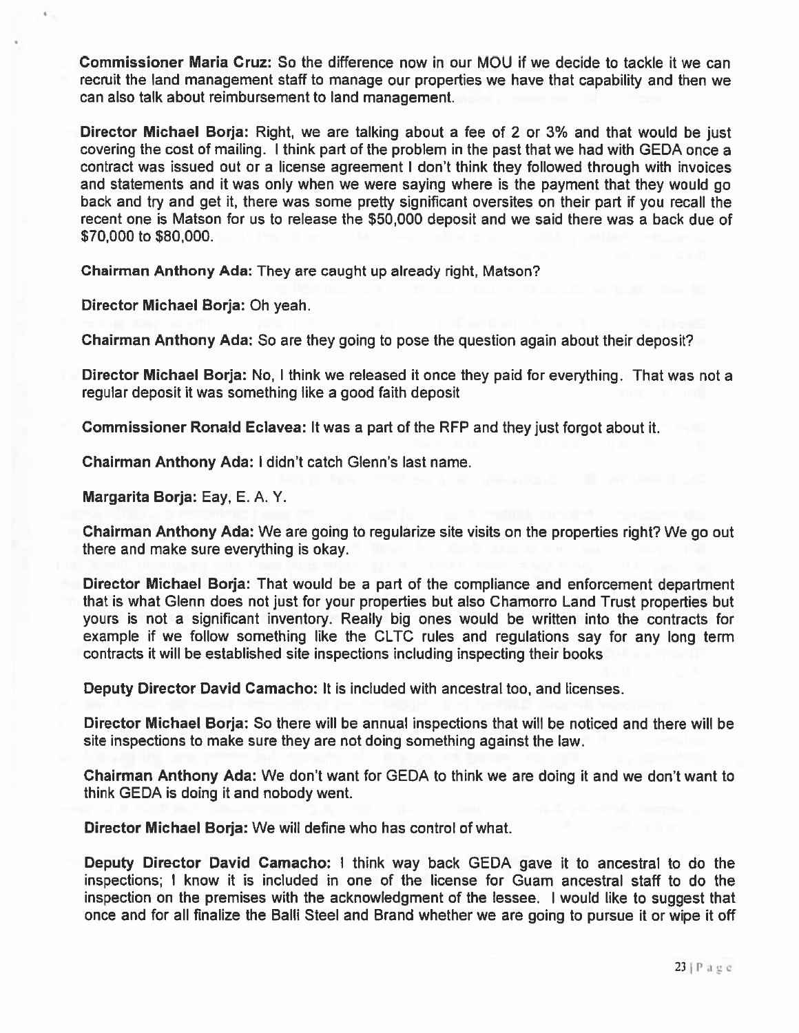**Commissioner Maria Cruz:** So the difference now in our MOU if we decide to tackle it we can recruit the land management staff to manage our properties we have that capability and then we can also talk about reimbursement to land management.

**Director Michael Borja:** Right, we are talking about a fee of 2 or 3% and that would be just covering the cost of mailing. I think part of the problem in the past that we had with GEDA once a contract was issued out or a license agreement I don't think they followed through with invoices and statements and it was only when we were saying where is the payment that they would go back and try and get it, there was some pretty significant oversites on their part if you recall the recent one is Matson for us to release the $50,000 deposit and we said there was a back due of $70,000 to $80,000.

**Chairman Anthony Ada:** They are caught up already right, Matson?

**Director Michael Borja:** Oh yeah.

**Chairman Anthony Ada:** So are they going to pose the question again about their deposit?

**Director Michael Borja:** No, I think we released it once they paid for everything. That was not a regular deposit it was something like a good faith deposit

**Commissioner Ronald Eclavea:** It was a part of the RFP and they just forgot about it.

**Chairman Anthony Ada:** I didn't catch Glenn's last name.

**Margarita Borja:** Eay, E. A. Y.

**Chairman Anthony Ada:** We are going to regularize site visits on the properties right? We go out there and make sure everything is okay.

**Director Michael Borja:** That would be a part of the compliance and enforcement department that is what Glenn does not just for your properties but also Chamorro Land Trust properties but yours is not a significant inventory. Really big ones would be written into the contracts for example if we follow something like the CLTC rules and regulations say for any long term contracts it will be established site inspections including inspecting their books

**Deputy Director David Camacho:** It is included with ancestral too, and licenses.

**Director Michael Borja:** So there will be annual inspections that will be noticed and there will be site inspections to make sure they are not doing something against the law.

**Chairman Anthony Ada:** We don't want for GEDA to think we are doing it and we don't want to think GEDA is doing it and nobody went.

**Director Michael Borja:** We will define who has control of what.

**Deputy Director David Camacho:** I think way back GEDA gave it to ancestral to do the inspections; I know it is included in one of the license for Guam ancestral staff to do the inspection on the premises with the acknowledgment of the lessee. I would like to suggest that once and for all finalize the Balli Steel and Brand whether we are going to pursue it or wipe it off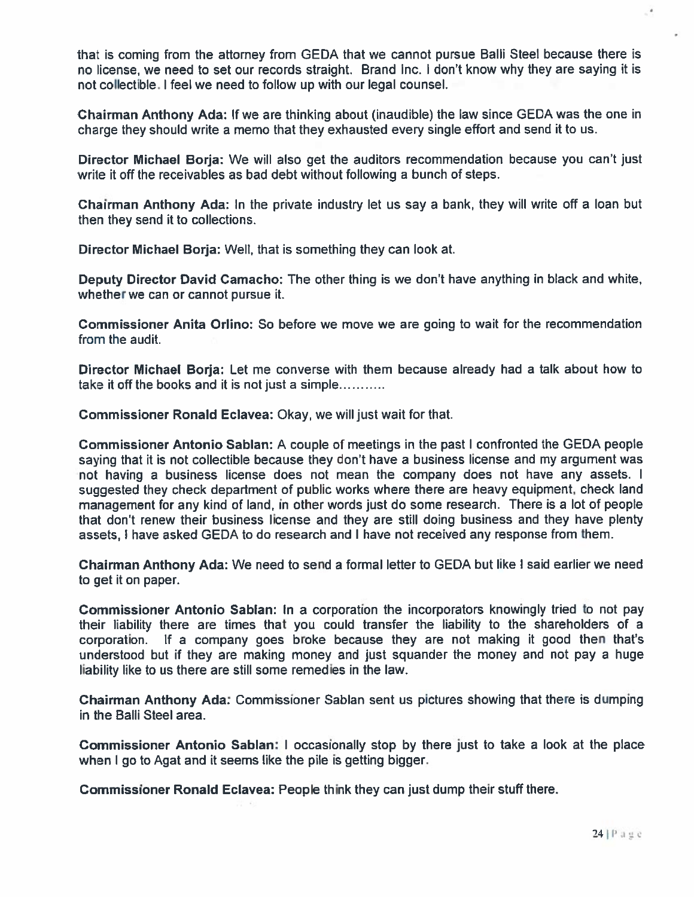that is coming from the attorney from GEDA that we cannot pursue Balli Steel because there is no license, we need to set our records straight. Brand Inc. I don't know why they are saying it is not collectible. I feel we need to follow up with our legal counsel.

**Chairman Anthony Ada:** If we are thinking about (inaudible) the law since GEDA was the one in charge they should write a memo that they exhausted every single effort and send it to us.

**Director Michael Borja:** We will also get the auditors recommendation because you can't just write it off the receivables as bad debt without following a bunch of steps.

**Chairman Anthony Ada:** In the private industry let us say a bank, they will write off a loan but then they send it to collections.

**Director Michael Borja:** Well, that is something they can look at.

**Deputy Director David Camacho:** The other thing is we don't have anything in black and white, whether we can or cannot pursue it.

**Commissioner Anita Orlino:** So before we move we are going to wait for the recommendation from the audit.

**Director Michael Borja:** Let me converse with them because already had a talk about how to take it off the books and it is not just a simple...........

**Commissioner Ronald Eclavea:** Okay, we will just wait for that.

**Commissioner Antonio Sablan:** A couple of meetings in the past I confronted the GEDA people saying that it is not collectible because they don't have a business license and my argument was not having a business license does not mean the company does not have any assets. I suggested they check department of public works where there are heavy equipment, check land management for any kind of land, in other words just do some research. There is a lot of people that don't renew their business license and they are still doing business and they have plenty assets, I have asked GEDA to do research and I have not received any response from them.

**Chairman Anthony Ada:** We need to send a formal letter to GEDA but like I said earlier we need to get it on paper.

**Commissioner Antonio Sablan:** In a corporation the incorporators knowingly tried to not pay their liability there are times that you could transfer the liability to the shareholders of a corporation. If a company goes broke because they are not making it good then that's understood but if they are making money and just squander the money and not pay a huge liability like to us there are still some remedies in the law.

**Chairman Anthony Ada:** Commissioner Sablan sent us pictures showing that there is dumping in the Balli Steel area.

**Commissioner Antonio Sablan:** I occasionally stop by there just to take a look at the place when I go to Agat and it seems like the pile is getting bigger.

**Commissioner Ronald Eclavea:** People think they can just dump their stuff there.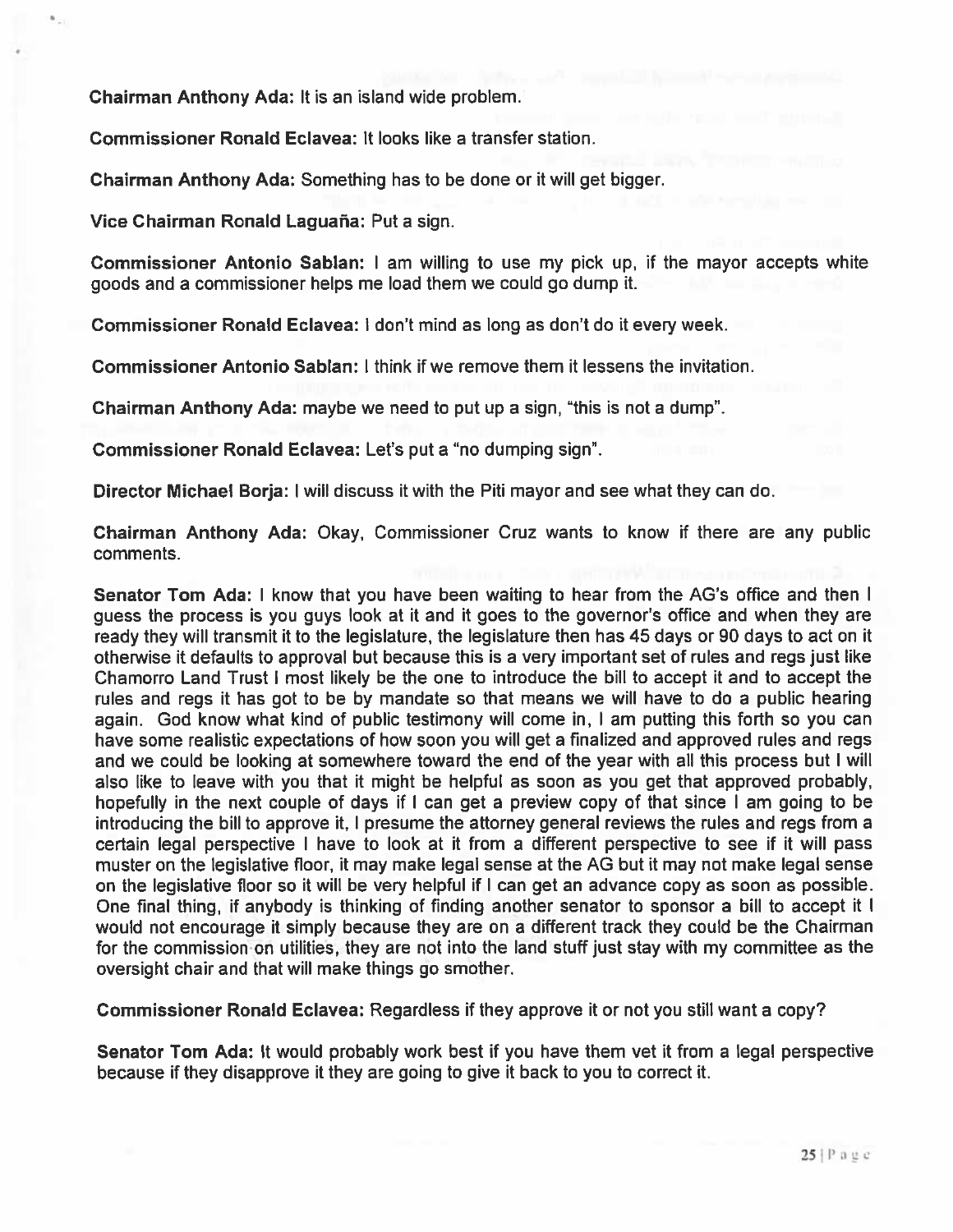**Chairman Anthony Ada:** It is an island wide problem.

**Commissioner Ronald Eclavea:** It looks like a transfer station.

**Chairman Anthony Ada:** Something has to be done or it will get bigger.

**Vice Chairman Ronald Laguaña:** Put a sign.

**Commissioner Antonio Sablan:** I am willing to use my pick up, if the mayor accepts white goods and a commissioner helps me load them we could go dump it.

**Commissioner Ronald Eclavea:** I don't mind as long as don't do it every week.

**Commissioner Antonio Sablan:** I think if we remove them it lessens the invitation.

**Chairman Anthony Ada:** maybe we need to put up a sign, "this is not a dump".

**Commissioner Ronald Eclavea:** Let's put a "no dumping sign".

**Director Michael Borja:** I will discuss it with the Piti mayor and see what they can do.

**Chairman Anthony Ada:** Okay, Commissioner Cruz wants to know if there are any public comments.

**Senator Tom Ada:** I know that you have been waiting to hear from the AG's office and then I guess the process is you guys look at it and it goes to the governor's office and when they are ready they will transmit it to the legislature, the legislature then has 45 days or 90 days to act on it otherwise it defaults to approval but because this is a very important set of rules and regs just like Chamorro Land Trust I most likely be the one to introduce the bill to accept it and to accept the rules and regs it has got to be by mandate so that means we will have to do a public hearing again. God know what kind of public testimony will come in, I am putting this forth so you can have some realistic expectations of how soon you will get a finalized and approved rules and regs and we could be looking at somewhere toward the end of the year with all this process but I will also like to leave with you that it might be helpful as soon as you get that approved probably, hopefully in the next couple of days if I can get a preview copy of that since I am going to be introducing the bill to approve it, I presume the attorney general reviews the rules and regs from a certain legal perspective I have to look at it from a different perspective to see if it will pass muster on the legislative floor, it may make legal sense at the AG but it may not make legal sense on the legislative floor so it will be very helpful if I can get an advance copy as soon as possible. One final thing, if anybody is thinking of finding another senator to sponsor a bill to accept it I would not encourage it simply because they are on a different track they could be the Chairman for the commission on utilities, they are not into the land stuff just stay with my committee as the oversight chair and that will make things go smother.

**Commissioner Ronald Eclavea:** Regardless if they approve it or not you still want a copy?

**Senator Tom Ada:** It would probably work best if you have them vet it from a legal perspective because if they disapprove it they are going to give it back to you to correct it.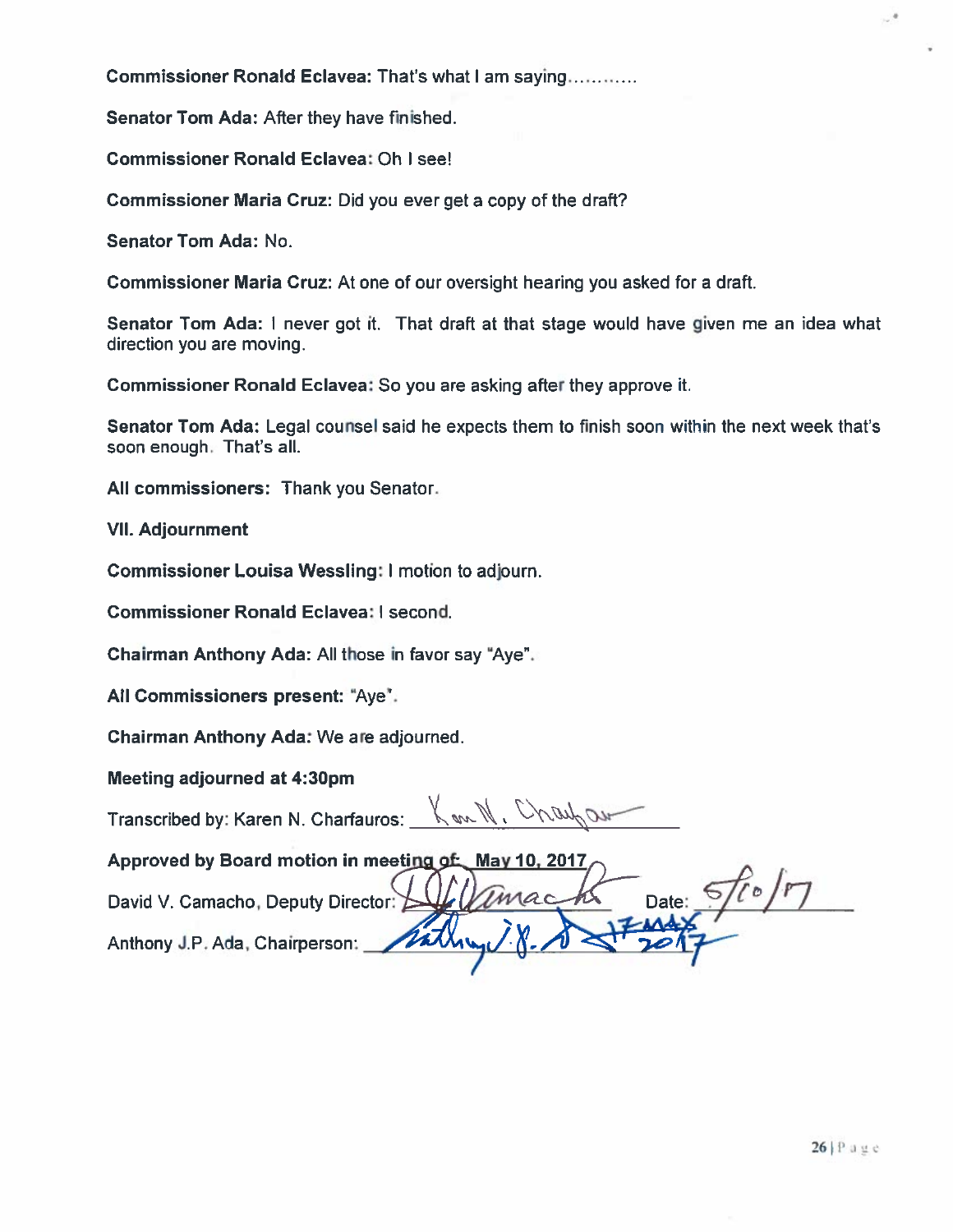**Commissioner Ronald Eclavea:** That's what I am saying............

**Senator Tom Ada:** After they have finished.

**Commissioner Ronald Eclavea:** Oh I see!

**Commissioner Maria Cruz:** Did you ever get a copy of the draft?

**Senator Tom Ada:** No.

**Commissioner Maria Cruz:** At one of our oversight hearing you asked for a draft.

**Senator Tom Ada:** I never got it. That draft at that stage would have given me an idea what direction you are moving.

**Commissioner Ronald Eclavea:** So you are asking after they approve it.

**Senator Tom Ada:** Legal counsel said he expects them to finish soon within the next week that's soon enough. That's all.

**All commissioners:** Thank you Senator.

**VII. Adjournment**

**Commissioner Louisa Wessling:** I motion to adjourn.

**Commissioner Ronald Eclavea:** I second.

**Chairman Anthony Ada:** All those in favor say "Aye".

**All Commissioners present:** "Aye".

**Chairman Anthony Ada:** We are adjourned.

**Meeting adjourned at 4:30pm**

Transcribed by: Karen N. Charfauros: ______________________

**Approved by Board motion in meeting of: May 10, 2017**

David V. Camacho, Deputy Director: ______________________ Date: 5/10/17

Anthony J.P. Ada, Chairperson: ______________________ 17 MAY 2017